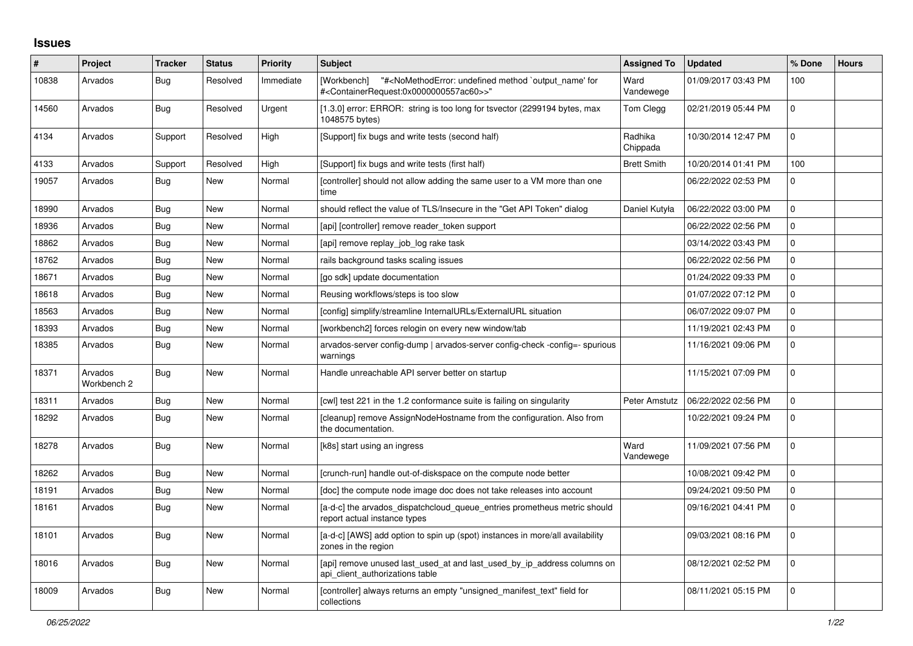## Issues

| # | Project | Tracker | Status | Priority | Subject | Assigned To | Updated | % Done | Hours |
|---|---|---|---|---|---|---|---|---|---|
| 10838 | Arvados | Bug | Resolved | Immediate | [Workbench] "#<NoMethodError: undefined method `output_name' for #<ContainerRequest:0x0000000557ac60>>" | Ward Vandewege | 01/09/2017 03:43 PM | 100 | |
| 14560 | Arvados | Bug | Resolved | Urgent | [1.3.0] error: ERROR: string is too long for tsvector (2299194 bytes, max 1048575 bytes) | Tom Clegg | 02/21/2019 05:44 PM | 0 | |
| 4134 | Arvados | Support | Resolved | High | [Support] fix bugs and write tests (second half) | Radhika Chippada | 10/30/2014 12:47 PM | 0 | |
| 4133 | Arvados | Support | Resolved | High | [Support] fix bugs and write tests (first half) | Brett Smith | 10/20/2014 01:41 PM | 100 | |
| 19057 | Arvados | Bug | New | Normal | [controller] should not allow adding the same user to a VM more than one time | | 06/22/2022 02:53 PM | 0 | |
| 18990 | Arvados | Bug | New | Normal | should reflect the value of TLS/Insecure in the "Get API Token" dialog | Daniel Kutyła | 06/22/2022 03:00 PM | 0 | |
| 18936 | Arvados | Bug | New | Normal | [api] [controller] remove reader_token support | | 06/22/2022 02:56 PM | 0 | |
| 18862 | Arvados | Bug | New | Normal | [api] remove replay_job_log rake task | | 03/14/2022 03:43 PM | 0 | |
| 18762 | Arvados | Bug | New | Normal | rails background tasks scaling issues | | 06/22/2022 02:56 PM | 0 | |
| 18671 | Arvados | Bug | New | Normal | [go sdk] update documentation | | 01/24/2022 09:33 PM | 0 | |
| 18618 | Arvados | Bug | New | Normal | Reusing workflows/steps is too slow | | 01/07/2022 07:12 PM | 0 | |
| 18563 | Arvados | Bug | New | Normal | [config] simplify/streamline InternalURLs/ExternalURL situation | | 06/07/2022 09:07 PM | 0 | |
| 18393 | Arvados | Bug | New | Normal | [workbench2] forces relogin on every new window/tab | | 11/19/2021 02:43 PM | 0 | |
| 18385 | Arvados | Bug | New | Normal | arvados-server config-dump \| arvados-server config-check -config=- spurious warnings | | 11/16/2021 09:06 PM | 0 | |
| 18371 | Arvados Workbench 2 | Bug | New | Normal | Handle unreachable API server better on startup | | 11/15/2021 07:09 PM | 0 | |
| 18311 | Arvados | Bug | New | Normal | [cwl] test 221 in the 1.2 conformance suite is failing on singularity | Peter Amstutz | 06/22/2022 02:56 PM | 0 | |
| 18292 | Arvados | Bug | New | Normal | [cleanup] remove AssignNodeHostname from the configuration. Also from the documentation. | | 10/22/2021 09:24 PM | 0 | |
| 18278 | Arvados | Bug | New | Normal | [k8s] start using an ingress | Ward Vandewege | 11/09/2021 07:56 PM | 0 | |
| 18262 | Arvados | Bug | New | Normal | [crunch-run] handle out-of-diskspace on the compute node better | | 10/08/2021 09:42 PM | 0 | |
| 18191 | Arvados | Bug | New | Normal | [doc] the compute node image doc does not take releases into account | | 09/24/2021 09:50 PM | 0 | |
| 18161 | Arvados | Bug | New | Normal | [a-d-c] the arvados_dispatchcloud_queue_entries prometheus metric should report actual instance types | | 09/16/2021 04:41 PM | 0 | |
| 18101 | Arvados | Bug | New | Normal | [a-d-c] [AWS] add option to spin up (spot) instances in more/all availability zones in the region | | 09/03/2021 08:16 PM | 0 | |
| 18016 | Arvados | Bug | New | Normal | [api] remove unused last_used_at and last_used_by_ip_address columns on api_client_authorizations table | | 08/12/2021 02:52 PM | 0 | |
| 18009 | Arvados | Bug | New | Normal | [controller] always returns an empty "unsigned_manifest_text" field for collections | | 08/11/2021 05:15 PM | 0 | |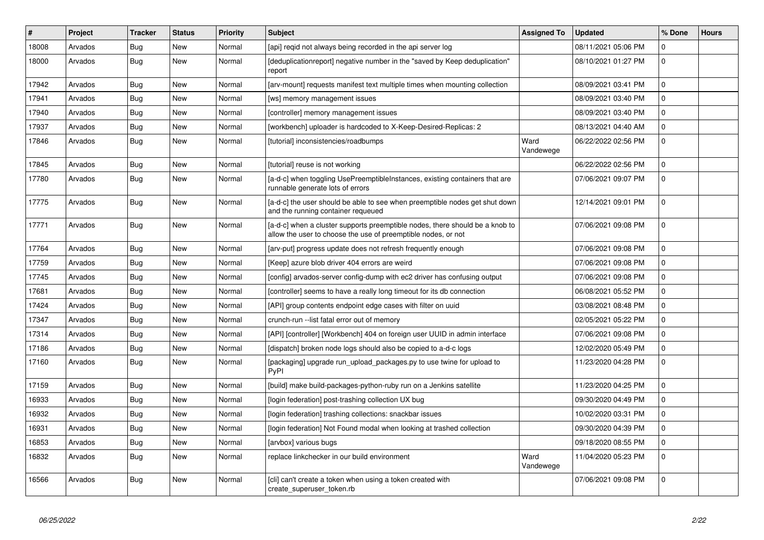| # | Project | Tracker | Status | Priority | Subject | Assigned To | Updated | % Done | Hours |
|---|---|---|---|---|---|---|---|---|---|
| 18008 | Arvados | Bug | New | Normal | [api] reqid not always being recorded in the api server log | | 08/11/2021 05:06 PM | 0 | |
| 18000 | Arvados | Bug | New | Normal | [deduplicationreport] negative number in the "saved by Keep deduplication" report | | 08/10/2021 01:27 PM | 0 | |
| 17942 | Arvados | Bug | New | Normal | [arv-mount] requests manifest text multiple times when mounting collection | | 08/09/2021 03:41 PM | 0 | |
| 17941 | Arvados | Bug | New | Normal | [ws] memory management issues | | 08/09/2021 03:40 PM | 0 | |
| 17940 | Arvados | Bug | New | Normal | [controller] memory management issues | | 08/09/2021 03:40 PM | 0 | |
| 17937 | Arvados | Bug | New | Normal | [workbench] uploader is hardcoded to X-Keep-Desired-Replicas: 2 | | 08/13/2021 04:40 AM | 0 | |
| 17846 | Arvados | Bug | New | Normal | [tutorial] inconsistencies/roadbumps | Ward Vandewege | 06/22/2022 02:56 PM | 0 | |
| 17845 | Arvados | Bug | New | Normal | [tutorial] reuse is not working | | 06/22/2022 02:56 PM | 0 | |
| 17780 | Arvados | Bug | New | Normal | [a-d-c] when toggling UsePreemptibleInstances, existing containers that are runnable generate lots of errors | | 07/06/2021 09:07 PM | 0 | |
| 17775 | Arvados | Bug | New | Normal | [a-d-c] the user should be able to see when preemptible nodes get shut down and the running container requeued | | 12/14/2021 09:01 PM | 0 | |
| 17771 | Arvados | Bug | New | Normal | [a-d-c] when a cluster supports preemptible nodes, there should be a knob to allow the user to choose the use of preemptible nodes, or not | | 07/06/2021 09:08 PM | 0 | |
| 17764 | Arvados | Bug | New | Normal | [arv-put] progress update does not refresh frequently enough | | 07/06/2021 09:08 PM | 0 | |
| 17759 | Arvados | Bug | New | Normal | [Keep] azure blob driver 404 errors are weird | | 07/06/2021 09:08 PM | 0 | |
| 17745 | Arvados | Bug | New | Normal | [config] arvados-server config-dump with ec2 driver has confusing output | | 07/06/2021 09:08 PM | 0 | |
| 17681 | Arvados | Bug | New | Normal | [controller] seems to have a really long timeout for its db connection | | 06/08/2021 05:52 PM | 0 | |
| 17424 | Arvados | Bug | New | Normal | [API] group contents endpoint edge cases with filter on uuid | | 03/08/2021 08:48 PM | 0 | |
| 17347 | Arvados | Bug | New | Normal | crunch-run --list fatal error out of memory | | 02/05/2021 05:22 PM | 0 | |
| 17314 | Arvados | Bug | New | Normal | [API] [controller] [Workbench] 404 on foreign user UUID in admin interface | | 07/06/2021 09:08 PM | 0 | |
| 17186 | Arvados | Bug | New | Normal | [dispatch] broken node logs should also be copied to a-d-c logs | | 12/02/2020 05:49 PM | 0 | |
| 17160 | Arvados | Bug | New | Normal | [packaging] upgrade run_upload_packages.py to use twine for upload to PyPI | | 11/23/2020 04:28 PM | 0 | |
| 17159 | Arvados | Bug | New | Normal | [build] make build-packages-python-ruby run on a Jenkins satellite | | 11/23/2020 04:25 PM | 0 | |
| 16933 | Arvados | Bug | New | Normal | [login federation] post-trashing collection UX bug | | 09/30/2020 04:49 PM | 0 | |
| 16932 | Arvados | Bug | New | Normal | [login federation] trashing collections: snackbar issues | | 10/02/2020 03:31 PM | 0 | |
| 16931 | Arvados | Bug | New | Normal | [login federation] Not Found modal when looking at trashed collection | | 09/30/2020 04:39 PM | 0 | |
| 16853 | Arvados | Bug | New | Normal | [arvbox] various bugs | | 09/18/2020 08:55 PM | 0 | |
| 16832 | Arvados | Bug | New | Normal | replace linkchecker in our build environment | Ward Vandewege | 11/04/2020 05:23 PM | 0 | |
| 16566 | Arvados | Bug | New | Normal | [cli] can't create a token when using a token created with create_superuser_token.rb | | 07/06/2021 09:08 PM | 0 | |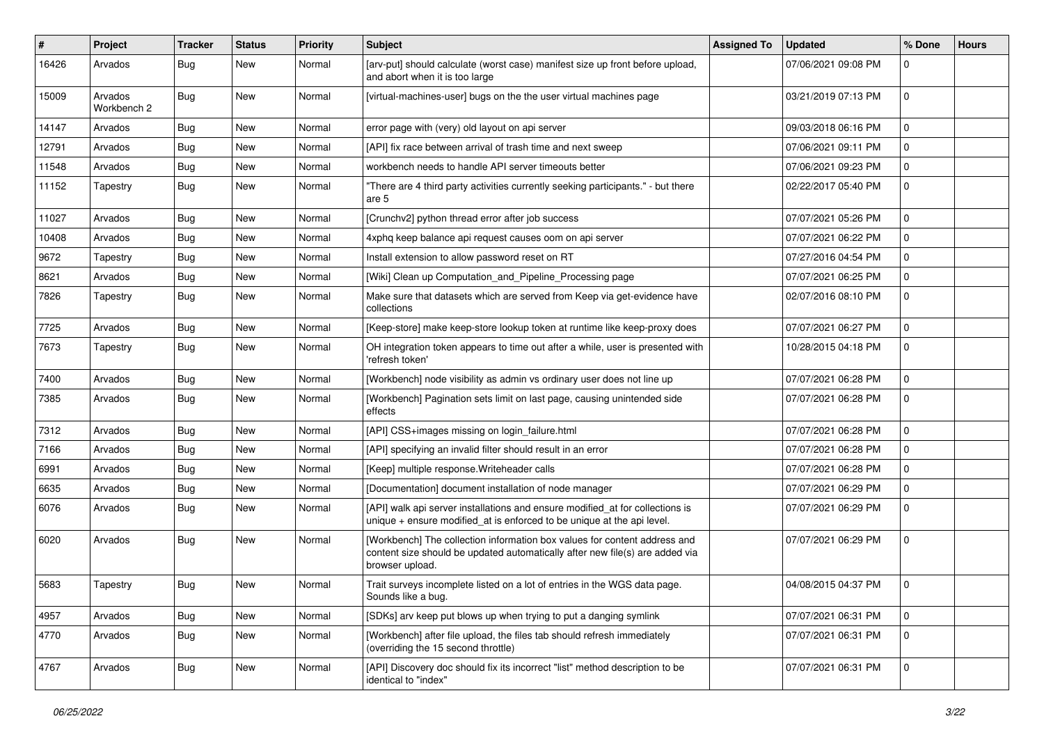| # | Project | Tracker | Status | Priority | Subject | Assigned To | Updated | % Done | Hours |
|---|---|---|---|---|---|---|---|---|---|
| 16426 | Arvados | Bug | New | Normal | [arv-put] should calculate (worst case) manifest size up front before upload, and abort when it is too large | | 07/06/2021 09:08 PM | 0 | |
| 15009 | Arvados Workbench 2 | Bug | New | Normal | [virtual-machines-user] bugs on the the user virtual machines page | | 03/21/2019 07:13 PM | 0 | |
| 14147 | Arvados | Bug | New | Normal | error page with (very) old layout on api server | | 09/03/2018 06:16 PM | 0 | |
| 12791 | Arvados | Bug | New | Normal | [API] fix race between arrival of trash time and next sweep | | 07/06/2021 09:11 PM | 0 | |
| 11548 | Arvados | Bug | New | Normal | workbench needs to handle API server timeouts better | | 07/06/2021 09:23 PM | 0 | |
| 11152 | Tapestry | Bug | New | Normal | "There are 4 third party activities currently seeking participants." - but there are 5 | | 02/22/2017 05:40 PM | 0 | |
| 11027 | Arvados | Bug | New | Normal | [Crunchv2] python thread error after job success | | 07/07/2021 05:26 PM | 0 | |
| 10408 | Arvados | Bug | New | Normal | 4xphq keep balance api request causes oom on api server | | 07/07/2021 06:22 PM | 0 | |
| 9672 | Tapestry | Bug | New | Normal | Install extension to allow password reset on RT | | 07/27/2016 04:54 PM | 0 | |
| 8621 | Arvados | Bug | New | Normal | [Wiki] Clean up Computation_and_Pipeline_Processing page | | 07/07/2021 06:25 PM | 0 | |
| 7826 | Tapestry | Bug | New | Normal | Make sure that datasets which are served from Keep via get-evidence have collections | | 02/07/2016 08:10 PM | 0 | |
| 7725 | Arvados | Bug | New | Normal | [Keep-store] make keep-store lookup token at runtime like keep-proxy does | | 07/07/2021 06:27 PM | 0 | |
| 7673 | Tapestry | Bug | New | Normal | OH integration token appears to time out after a while, user is presented with 'refresh token' | | 10/28/2015 04:18 PM | 0 | |
| 7400 | Arvados | Bug | New | Normal | [Workbench] node visibility as admin vs ordinary user does not line up | | 07/07/2021 06:28 PM | 0 | |
| 7385 | Arvados | Bug | New | Normal | [Workbench] Pagination sets limit on last page, causing unintended side effects | | 07/07/2021 06:28 PM | 0 | |
| 7312 | Arvados | Bug | New | Normal | [API] CSS+images missing on login_failure.html | | 07/07/2021 06:28 PM | 0 | |
| 7166 | Arvados | Bug | New | Normal | [API] specifying an invalid filter should result in an error | | 07/07/2021 06:28 PM | 0 | |
| 6991 | Arvados | Bug | New | Normal | [Keep] multiple response.Writeheader calls | | 07/07/2021 06:28 PM | 0 | |
| 6635 | Arvados | Bug | New | Normal | [Documentation] document installation of node manager | | 07/07/2021 06:29 PM | 0 | |
| 6076 | Arvados | Bug | New | Normal | [API] walk api server installations and ensure modified_at for collections is unique + ensure modified_at is enforced to be unique at the api level. | | 07/07/2021 06:29 PM | 0 | |
| 6020 | Arvados | Bug | New | Normal | [Workbench] The collection information box values for content address and content size should be updated automatically after new file(s) are added via browser upload. | | 07/07/2021 06:29 PM | 0 | |
| 5683 | Tapestry | Bug | New | Normal | Trait surveys incomplete listed on a lot of entries in the WGS data page. Sounds like a bug. | | 04/08/2015 04:37 PM | 0 | |
| 4957 | Arvados | Bug | New | Normal | [SDKs] arv keep put blows up when trying to put a danging symlink | | 07/07/2021 06:31 PM | 0 | |
| 4770 | Arvados | Bug | New | Normal | [Workbench] after file upload, the files tab should refresh immediately (overriding the 15 second throttle) | | 07/07/2021 06:31 PM | 0 | |
| 4767 | Arvados | Bug | New | Normal | [API] Discovery doc should fix its incorrect "list" method description to be identical to "index" | | 07/07/2021 06:31 PM | 0 | |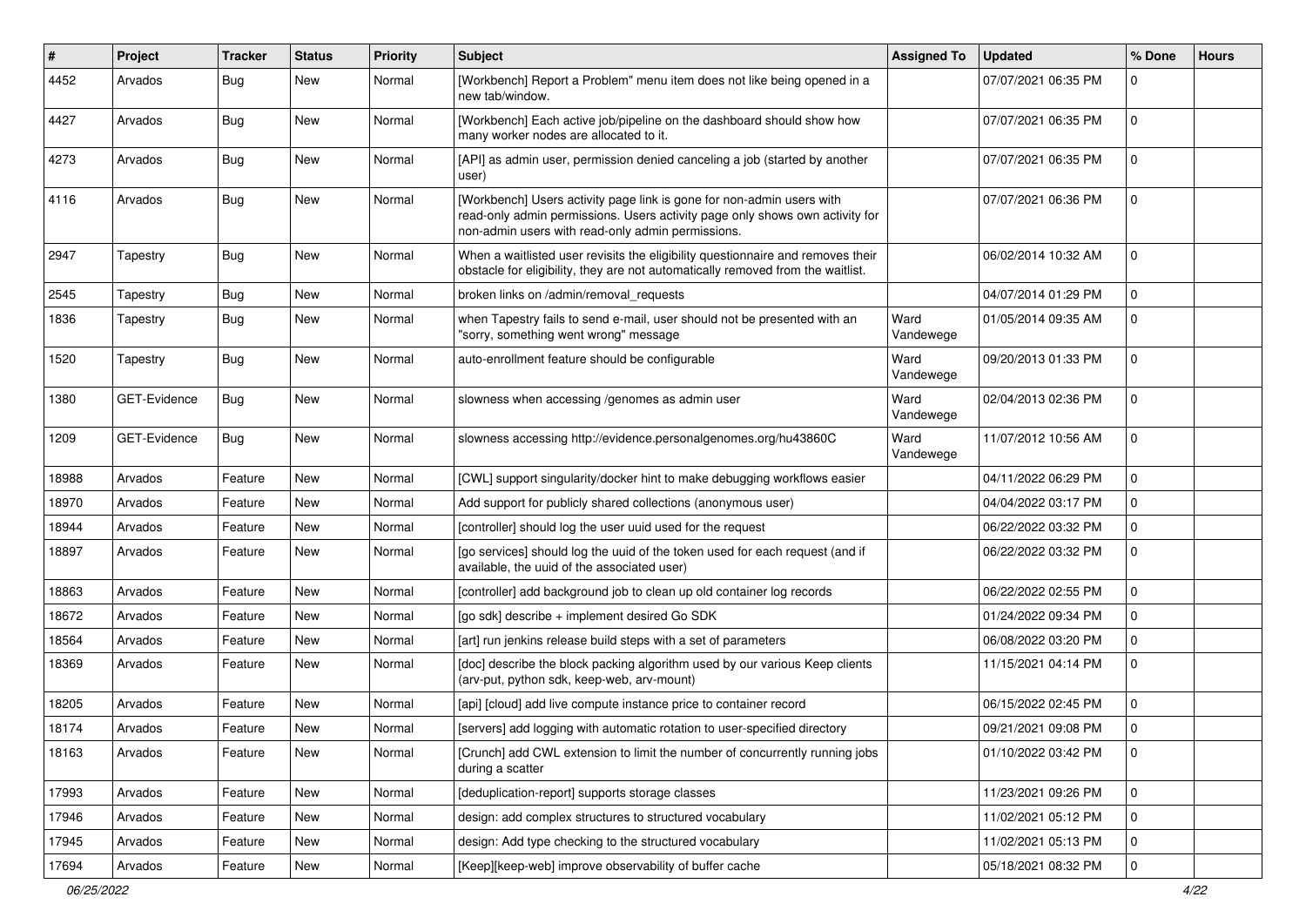| # | Project | Tracker | Status | Priority | Subject | Assigned To | Updated | % Done | Hours |
|---|---|---|---|---|---|---|---|---|---|
| 4452 | Arvados | Bug | New | Normal | [Workbench] Report a Problem" menu item does not like being opened in a new tab/window. | | 07/07/2021 06:35 PM | 0 | |
| 4427 | Arvados | Bug | New | Normal | [Workbench] Each active job/pipeline on the dashboard should show how many worker nodes are allocated to it. | | 07/07/2021 06:35 PM | 0 | |
| 4273 | Arvados | Bug | New | Normal | [API] as admin user, permission denied canceling a job (started by another user) | | 07/07/2021 06:35 PM | 0 | |
| 4116 | Arvados | Bug | New | Normal | [Workbench] Users activity page link is gone for non-admin users with read-only admin permissions. Users activity page only shows own activity for non-admin users with read-only admin permissions. | | 07/07/2021 06:36 PM | 0 | |
| 2947 | Tapestry | Bug | New | Normal | When a waitlisted user revisits the eligibility questionnaire and removes their obstacle for eligibility, they are not automatically removed from the waitlist. | | 06/02/2014 10:32 AM | 0 | |
| 2545 | Tapestry | Bug | New | Normal | broken links on /admin/removal_requests | | 04/07/2014 01:29 PM | 0 | |
| 1836 | Tapestry | Bug | New | Normal | when Tapestry fails to send e-mail, user should not be presented with an "sorry, something went wrong" message | Ward Vandewege | 01/05/2014 09:35 AM | 0 | |
| 1520 | Tapestry | Bug | New | Normal | auto-enrollment feature should be configurable | Ward Vandewege | 09/20/2013 01:33 PM | 0 | |
| 1380 | GET-Evidence | Bug | New | Normal | slowness when accessing /genomes as admin user | Ward Vandewege | 02/04/2013 02:36 PM | 0 | |
| 1209 | GET-Evidence | Bug | New | Normal | slowness accessing http://evidence.personalgenomes.org/hu43860C | Ward Vandewege | 11/07/2012 10:56 AM | 0 | |
| 18988 | Arvados | Feature | New | Normal | [CWL] support singularity/docker hint to make debugging workflows easier | | 04/11/2022 06:29 PM | 0 | |
| 18970 | Arvados | Feature | New | Normal | Add support for publicly shared collections (anonymous user) | | 04/04/2022 03:17 PM | 0 | |
| 18944 | Arvados | Feature | New | Normal | [controller] should log the user uuid used for the request | | 06/22/2022 03:32 PM | 0 | |
| 18897 | Arvados | Feature | New | Normal | [go services] should log the uuid of the token used for each request (and if available, the uuid of the associated user) | | 06/22/2022 03:32 PM | 0 | |
| 18863 | Arvados | Feature | New | Normal | [controller] add background job to clean up old container log records | | 06/22/2022 02:55 PM | 0 | |
| 18672 | Arvados | Feature | New | Normal | [go sdk] describe + implement desired Go SDK | | 01/24/2022 09:34 PM | 0 | |
| 18564 | Arvados | Feature | New | Normal | [art] run jenkins release build steps with a set of parameters | | 06/08/2022 03:20 PM | 0 | |
| 18369 | Arvados | Feature | New | Normal | [doc] describe the block packing algorithm used by our various Keep clients (arv-put, python sdk, keep-web, arv-mount) | | 11/15/2021 04:14 PM | 0 | |
| 18205 | Arvados | Feature | New | Normal | [api] [cloud] add live compute instance price to container record | | 06/15/2022 02:45 PM | 0 | |
| 18174 | Arvados | Feature | New | Normal | [servers] add logging with automatic rotation to user-specified directory | | 09/21/2021 09:08 PM | 0 | |
| 18163 | Arvados | Feature | New | Normal | [Crunch] add CWL extension to limit the number of concurrently running jobs during a scatter | | 01/10/2022 03:42 PM | 0 | |
| 17993 | Arvados | Feature | New | Normal | [deduplication-report] supports storage classes | | 11/23/2021 09:26 PM | 0 | |
| 17946 | Arvados | Feature | New | Normal | design: add complex structures to structured vocabulary | | 11/02/2021 05:12 PM | 0 | |
| 17945 | Arvados | Feature | New | Normal | design: Add type checking to the structured vocabulary | | 11/02/2021 05:13 PM | 0 | |
| 17694 | Arvados | Feature | New | Normal | [Keep][keep-web] improve observability of buffer cache | | 05/18/2021 08:32 PM | 0 | |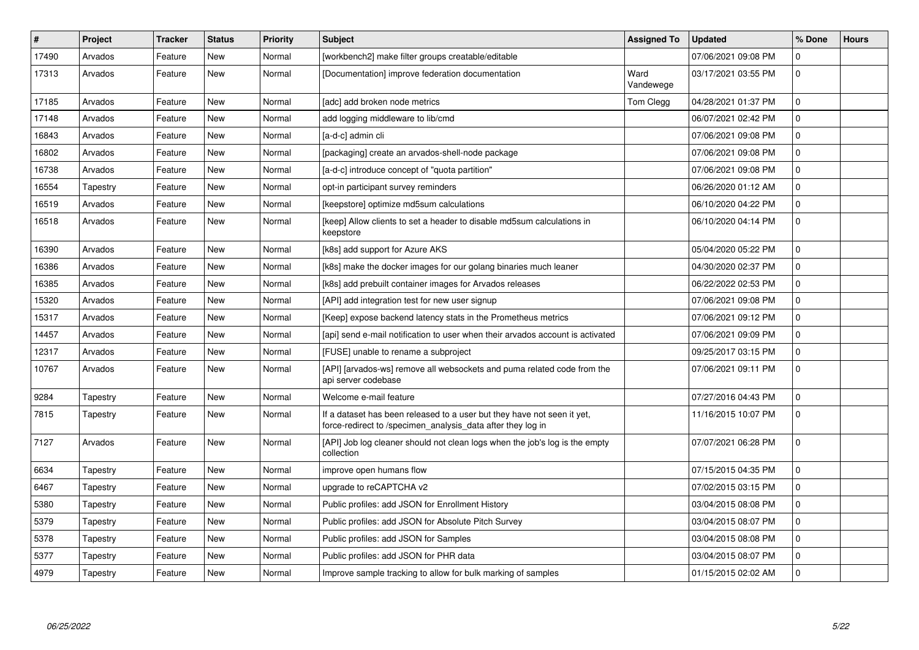| # | Project | Tracker | Status | Priority | Subject | Assigned To | Updated | % Done | Hours |
|---|---|---|---|---|---|---|---|---|---|
| 17490 | Arvados | Feature | New | Normal | [workbench2] make filter groups creatable/editable | | 07/06/2021 09:08 PM | 0 | |
| 17313 | Arvados | Feature | New | Normal | [Documentation] improve federation documentation | Ward Vandewege | 03/17/2021 03:55 PM | 0 | |
| 17185 | Arvados | Feature | New | Normal | [adc] add broken node metrics | Tom Clegg | 04/28/2021 01:37 PM | 0 | |
| 17148 | Arvados | Feature | New | Normal | add logging middleware to lib/cmd | | 06/07/2021 02:42 PM | 0 | |
| 16843 | Arvados | Feature | New | Normal | [a-d-c] admin cli | | 07/06/2021 09:08 PM | 0 | |
| 16802 | Arvados | Feature | New | Normal | [packaging] create an arvados-shell-node package | | 07/06/2021 09:08 PM | 0 | |
| 16738 | Arvados | Feature | New | Normal | [a-d-c] introduce concept of "quota partition" | | 07/06/2021 09:08 PM | 0 | |
| 16554 | Tapestry | Feature | New | Normal | opt-in participant survey reminders | | 06/26/2020 01:12 AM | 0 | |
| 16519 | Arvados | Feature | New | Normal | [keepstore] optimize md5sum calculations | | 06/10/2020 04:22 PM | 0 | |
| 16518 | Arvados | Feature | New | Normal | [keep] Allow clients to set a header to disable md5sum calculations in keepstore | | 06/10/2020 04:14 PM | 0 | |
| 16390 | Arvados | Feature | New | Normal | [k8s] add support for Azure AKS | | 05/04/2020 05:22 PM | 0 | |
| 16386 | Arvados | Feature | New | Normal | [k8s] make the docker images for our golang binaries much leaner | | 04/30/2020 02:37 PM | 0 | |
| 16385 | Arvados | Feature | New | Normal | [k8s] add prebuilt container images for Arvados releases | | 06/22/2022 02:53 PM | 0 | |
| 15320 | Arvados | Feature | New | Normal | [API] add integration test for new user signup | | 07/06/2021 09:08 PM | 0 | |
| 15317 | Arvados | Feature | New | Normal | [Keep] expose backend latency stats in the Prometheus metrics | | 07/06/2021 09:12 PM | 0 | |
| 14457 | Arvados | Feature | New | Normal | [api] send e-mail notification to user when their arvados account is activated | | 07/06/2021 09:09 PM | 0 | |
| 12317 | Arvados | Feature | New | Normal | [FUSE] unable to rename a subproject | | 09/25/2017 03:15 PM | 0 | |
| 10767 | Arvados | Feature | New | Normal | [API] [arvados-ws] remove all websockets and puma related code from the api server codebase | | 07/06/2021 09:11 PM | 0 | |
| 9284 | Tapestry | Feature | New | Normal | Welcome e-mail feature | | 07/27/2016 04:43 PM | 0 | |
| 7815 | Tapestry | Feature | New | Normal | If a dataset has been released to a user but they have not seen it yet, force-redirect to /specimen_analysis_data after they log in | | 11/16/2015 10:07 PM | 0 | |
| 7127 | Arvados | Feature | New | Normal | [API] Job log cleaner should not clean logs when the job's log is the empty collection | | 07/07/2021 06:28 PM | 0 | |
| 6634 | Tapestry | Feature | New | Normal | improve open humans flow | | 07/15/2015 04:35 PM | 0 | |
| 6467 | Tapestry | Feature | New | Normal | upgrade to reCAPTCHA v2 | | 07/02/2015 03:15 PM | 0 | |
| 5380 | Tapestry | Feature | New | Normal | Public profiles: add JSON for Enrollment History | | 03/04/2015 08:08 PM | 0 | |
| 5379 | Tapestry | Feature | New | Normal | Public profiles: add JSON for Absolute Pitch Survey | | 03/04/2015 08:07 PM | 0 | |
| 5378 | Tapestry | Feature | New | Normal | Public profiles: add JSON for Samples | | 03/04/2015 08:08 PM | 0 | |
| 5377 | Tapestry | Feature | New | Normal | Public profiles: add JSON for PHR data | | 03/04/2015 08:07 PM | 0 | |
| 4979 | Tapestry | Feature | New | Normal | Improve sample tracking to allow for bulk marking of samples | | 01/15/2015 02:02 AM | 0 | |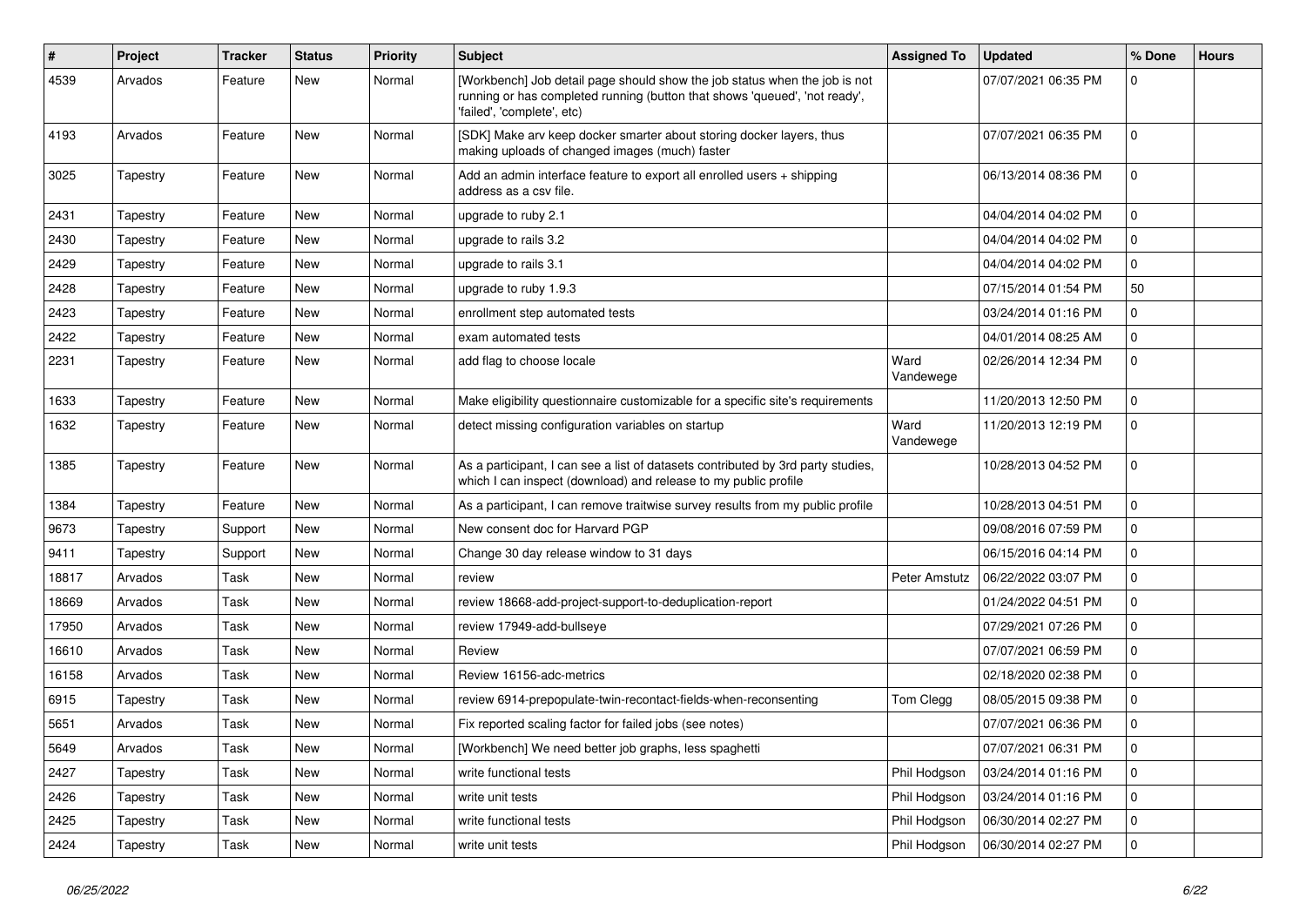| # | Project | Tracker | Status | Priority | Subject | Assigned To | Updated | % Done | Hours |
|---|---|---|---|---|---|---|---|---|---|
| 4539 | Arvados | Feature | New | Normal | [Workbench] Job detail page should show the job status when the job is not running or has completed running (button that shows 'queued', 'not ready', 'failed', 'complete', etc) | | 07/07/2021 06:35 PM | 0 | |
| 4193 | Arvados | Feature | New | Normal | [SDK] Make arv keep docker smarter about storing docker layers, thus making uploads of changed images (much) faster | | 07/07/2021 06:35 PM | 0 | |
| 3025 | Tapestry | Feature | New | Normal | Add an admin interface feature to export all enrolled users + shipping address as a csv file. | | 06/13/2014 08:36 PM | 0 | |
| 2431 | Tapestry | Feature | New | Normal | upgrade to ruby 2.1 | | 04/04/2014 04:02 PM | 0 | |
| 2430 | Tapestry | Feature | New | Normal | upgrade to rails 3.2 | | 04/04/2014 04:02 PM | 0 | |
| 2429 | Tapestry | Feature | New | Normal | upgrade to rails 3.1 | | 04/04/2014 04:02 PM | 0 | |
| 2428 | Tapestry | Feature | New | Normal | upgrade to ruby 1.9.3 | | 07/15/2014 01:54 PM | 50 | |
| 2423 | Tapestry | Feature | New | Normal | enrollment step automated tests | | 03/24/2014 01:16 PM | 0 | |
| 2422 | Tapestry | Feature | New | Normal | exam automated tests | | 04/01/2014 08:25 AM | 0 | |
| 2231 | Tapestry | Feature | New | Normal | add flag to choose locale | Ward Vandewege | 02/26/2014 12:34 PM | 0 | |
| 1633 | Tapestry | Feature | New | Normal | Make eligibility questionnaire customizable for a specific site's requirements | | 11/20/2013 12:50 PM | 0 | |
| 1632 | Tapestry | Feature | New | Normal | detect missing configuration variables on startup | Ward Vandewege | 11/20/2013 12:19 PM | 0 | |
| 1385 | Tapestry | Feature | New | Normal | As a participant, I can see a list of datasets contributed by 3rd party studies, which I can inspect (download) and release to my public profile | | 10/28/2013 04:52 PM | 0 | |
| 1384 | Tapestry | Feature | New | Normal | As a participant, I can remove traitwise survey results from my public profile | | 10/28/2013 04:51 PM | 0 | |
| 9673 | Tapestry | Support | New | Normal | New consent doc for Harvard PGP | | 09/08/2016 07:59 PM | 0 | |
| 9411 | Tapestry | Support | New | Normal | Change 30 day release window to 31 days | | 06/15/2016 04:14 PM | 0 | |
| 18817 | Arvados | Task | New | Normal | review | Peter Amstutz | 06/22/2022 03:07 PM | 0 | |
| 18669 | Arvados | Task | New | Normal | review 18668-add-project-support-to-deduplication-report | | 01/24/2022 04:51 PM | 0 | |
| 17950 | Arvados | Task | New | Normal | review 17949-add-bullseye | | 07/29/2021 07:26 PM | 0 | |
| 16610 | Arvados | Task | New | Normal | Review | | 07/07/2021 06:59 PM | 0 | |
| 16158 | Arvados | Task | New | Normal | Review 16156-adc-metrics | | 02/18/2020 02:38 PM | 0 | |
| 6915 | Tapestry | Task | New | Normal | review 6914-prepopulate-twin-recontact-fields-when-reconsenting | Tom Clegg | 08/05/2015 09:38 PM | 0 | |
| 5651 | Arvados | Task | New | Normal | Fix reported scaling factor for failed jobs (see notes) | | 07/07/2021 06:36 PM | 0 | |
| 5649 | Arvados | Task | New | Normal | [Workbench] We need better job graphs, less spaghetti | | 07/07/2021 06:31 PM | 0 | |
| 2427 | Tapestry | Task | New | Normal | write functional tests | Phil Hodgson | 03/24/2014 01:16 PM | 0 | |
| 2426 | Tapestry | Task | New | Normal | write unit tests | Phil Hodgson | 03/24/2014 01:16 PM | 0 | |
| 2425 | Tapestry | Task | New | Normal | write functional tests | Phil Hodgson | 06/30/2014 02:27 PM | 0 | |
| 2424 | Tapestry | Task | New | Normal | write unit tests | Phil Hodgson | 06/30/2014 02:27 PM | 0 | |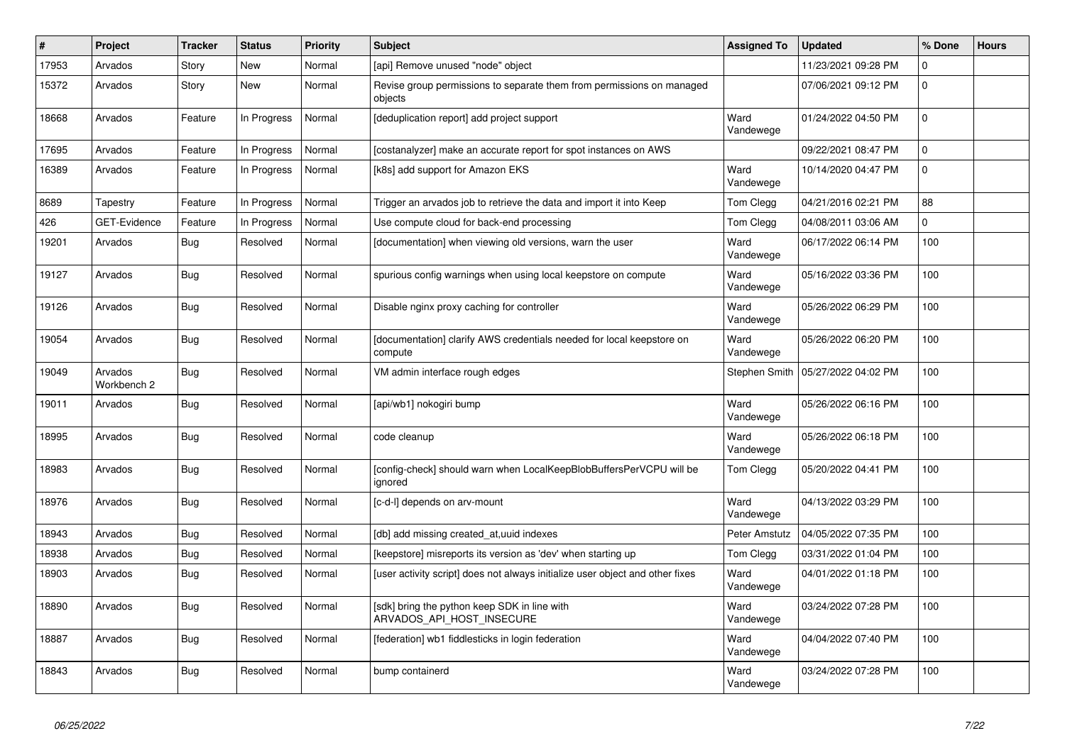| # | Project | Tracker | Status | Priority | Subject | Assigned To | Updated | % Done | Hours |
|---|---|---|---|---|---|---|---|---|---|
| 17953 | Arvados | Story | New | Normal | [api] Remove unused "node" object | | 11/23/2021 09:28 PM | 0 | |
| 15372 | Arvados | Story | New | Normal | Revise group permissions to separate them from permissions on managed objects | | 07/06/2021 09:12 PM | 0 | |
| 18668 | Arvados | Feature | In Progress | Normal | [deduplication report] add project support | Ward Vandewege | 01/24/2022 04:50 PM | 0 | |
| 17695 | Arvados | Feature | In Progress | Normal | [costanalyzer] make an accurate report for spot instances on AWS | | 09/22/2021 08:47 PM | 0 | |
| 16389 | Arvados | Feature | In Progress | Normal | [k8s] add support for Amazon EKS | Ward Vandewege | 10/14/2020 04:47 PM | 0 | |
| 8689 | Tapestry | Feature | In Progress | Normal | Trigger an arvados job to retrieve the data and import it into Keep | Tom Clegg | 04/21/2016 02:21 PM | 88 | |
| 426 | GET-Evidence | Feature | In Progress | Normal | Use compute cloud for back-end processing | Tom Clegg | 04/08/2011 03:06 AM | 0 | |
| 19201 | Arvados | Bug | Resolved | Normal | [documentation] when viewing old versions, warn the user | Ward Vandewege | 06/17/2022 06:14 PM | 100 | |
| 19127 | Arvados | Bug | Resolved | Normal | spurious config warnings when using local keepstore on compute | Ward Vandewege | 05/16/2022 03:36 PM | 100 | |
| 19126 | Arvados | Bug | Resolved | Normal | Disable nginx proxy caching for controller | Ward Vandewege | 05/26/2022 06:29 PM | 100 | |
| 19054 | Arvados | Bug | Resolved | Normal | [documentation] clarify AWS credentials needed for local keepstore on compute | Ward Vandewege | 05/26/2022 06:20 PM | 100 | |
| 19049 | Arvados Workbench 2 | Bug | Resolved | Normal | VM admin interface rough edges | Stephen Smith | 05/27/2022 04:02 PM | 100 | |
| 19011 | Arvados | Bug | Resolved | Normal | [api/wb1] nokogiri bump | Ward Vandewege | 05/26/2022 06:16 PM | 100 | |
| 18995 | Arvados | Bug | Resolved | Normal | code cleanup | Ward Vandewege | 05/26/2022 06:18 PM | 100 | |
| 18983 | Arvados | Bug | Resolved | Normal | [config-check] should warn when LocalKeepBlobBuffersPerVCPU will be ignored | Tom Clegg | 05/20/2022 04:41 PM | 100 | |
| 18976 | Arvados | Bug | Resolved | Normal | [c-d-l] depends on arv-mount | Ward Vandewege | 04/13/2022 03:29 PM | 100 | |
| 18943 | Arvados | Bug | Resolved | Normal | [db] add missing created_at,uuid indexes | Peter Amstutz | 04/05/2022 07:35 PM | 100 | |
| 18938 | Arvados | Bug | Resolved | Normal | [keepstore] misreports its version as 'dev' when starting up | Tom Clegg | 03/31/2022 01:04 PM | 100 | |
| 18903 | Arvados | Bug | Resolved | Normal | [user activity script] does not always initialize user object and other fixes | Ward Vandewege | 04/01/2022 01:18 PM | 100 | |
| 18890 | Arvados | Bug | Resolved | Normal | [sdk] bring the python keep SDK in line with ARVADOS_API_HOST_INSECURE | Ward Vandewege | 03/24/2022 07:28 PM | 100 | |
| 18887 | Arvados | Bug | Resolved | Normal | [federation] wb1 fiddlesticks in login federation | Ward Vandewege | 04/04/2022 07:40 PM | 100 | |
| 18843 | Arvados | Bug | Resolved | Normal | bump containerd | Ward Vandewege | 03/24/2022 07:28 PM | 100 | |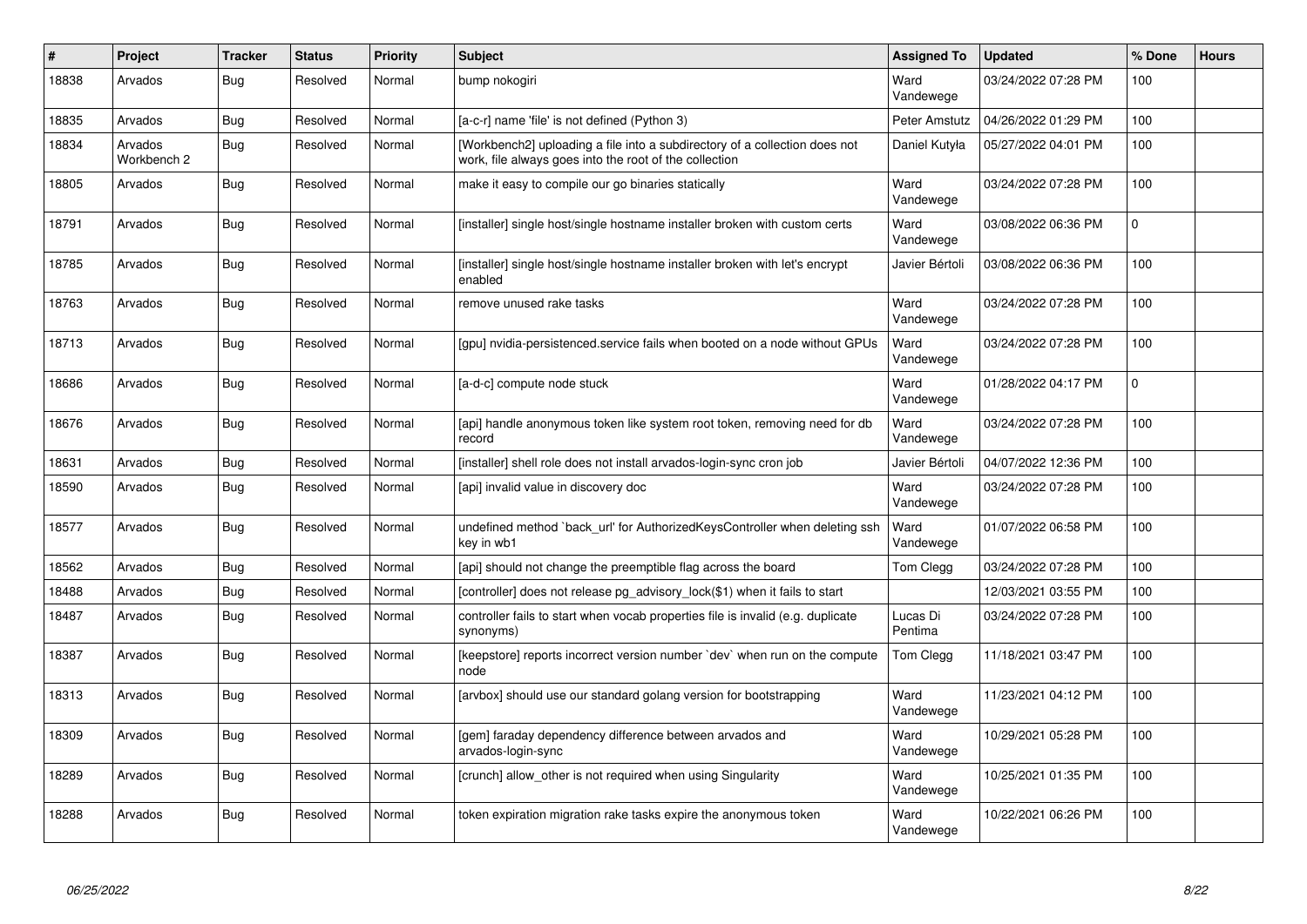| # | Project | Tracker | Status | Priority | Subject | Assigned To | Updated | % Done | Hours |
|---|---|---|---|---|---|---|---|---|---|
| 18838 | Arvados | Bug | Resolved | Normal | bump nokogiri | Ward Vandewege | 03/24/2022 07:28 PM | 100 | |
| 18835 | Arvados | Bug | Resolved | Normal | [a-c-r] name 'file' is not defined (Python 3) | Peter Amstutz | 04/26/2022 01:29 PM | 100 | |
| 18834 | Arvados Workbench 2 | Bug | Resolved | Normal | [Workbench2] uploading a file into a subdirectory of a collection does not work, file always goes into the root of the collection | Daniel Kutyła | 05/27/2022 04:01 PM | 100 | |
| 18805 | Arvados | Bug | Resolved | Normal | make it easy to compile our go binaries statically | Ward Vandewege | 03/24/2022 07:28 PM | 100 | |
| 18791 | Arvados | Bug | Resolved | Normal | [installer] single host/single hostname installer broken with custom certs | Ward Vandewege | 03/08/2022 06:36 PM | 0 | |
| 18785 | Arvados | Bug | Resolved | Normal | [installer] single host/single hostname installer broken with let's encrypt enabled | Javier Bértoli | 03/08/2022 06:36 PM | 100 | |
| 18763 | Arvados | Bug | Resolved | Normal | remove unused rake tasks | Ward Vandewege | 03/24/2022 07:28 PM | 100 | |
| 18713 | Arvados | Bug | Resolved | Normal | [gpu] nvidia-persistenced.service fails when booted on a node without GPUs | Ward Vandewege | 03/24/2022 07:28 PM | 100 | |
| 18686 | Arvados | Bug | Resolved | Normal | [a-d-c] compute node stuck | Ward Vandewege | 01/28/2022 04:17 PM | 0 | |
| 18676 | Arvados | Bug | Resolved | Normal | [api] handle anonymous token like system root token, removing need for db record | Ward Vandewege | 03/24/2022 07:28 PM | 100 | |
| 18631 | Arvados | Bug | Resolved | Normal | [installer] shell role does not install arvados-login-sync cron job | Javier Bértoli | 04/07/2022 12:36 PM | 100 | |
| 18590 | Arvados | Bug | Resolved | Normal | [api] invalid value in discovery doc | Ward Vandewege | 03/24/2022 07:28 PM | 100 | |
| 18577 | Arvados | Bug | Resolved | Normal | undefined method `back_url' for AuthorizedKeysController when deleting ssh key in wb1 | Ward Vandewege | 01/07/2022 06:58 PM | 100 | |
| 18562 | Arvados | Bug | Resolved | Normal | [api] should not change the preemptible flag across the board | Tom Clegg | 03/24/2022 07:28 PM | 100 | |
| 18488 | Arvados | Bug | Resolved | Normal | [controller] does not release pg_advisory_lock($1) when it fails to start | | 12/03/2021 03:55 PM | 100 | |
| 18487 | Arvados | Bug | Resolved | Normal | controller fails to start when vocab properties file is invalid (e.g. duplicate synonyms) | Lucas Di Pentima | 03/24/2022 07:28 PM | 100 | |
| 18387 | Arvados | Bug | Resolved | Normal | [keepstore] reports incorrect version number `dev` when run on the compute node | Tom Clegg | 11/18/2021 03:47 PM | 100 | |
| 18313 | Arvados | Bug | Resolved | Normal | [arvbox] should use our standard golang version for bootstrapping | Ward Vandewege | 11/23/2021 04:12 PM | 100 | |
| 18309 | Arvados | Bug | Resolved | Normal | [gem] faraday dependency difference between arvados and arvados-login-sync | Ward Vandewege | 10/29/2021 05:28 PM | 100 | |
| 18289 | Arvados | Bug | Resolved | Normal | [crunch] allow_other is not required when using Singularity | Ward Vandewege | 10/25/2021 01:35 PM | 100 | |
| 18288 | Arvados | Bug | Resolved | Normal | token expiration migration rake tasks expire the anonymous token | Ward Vandewege | 10/22/2021 06:26 PM | 100 | |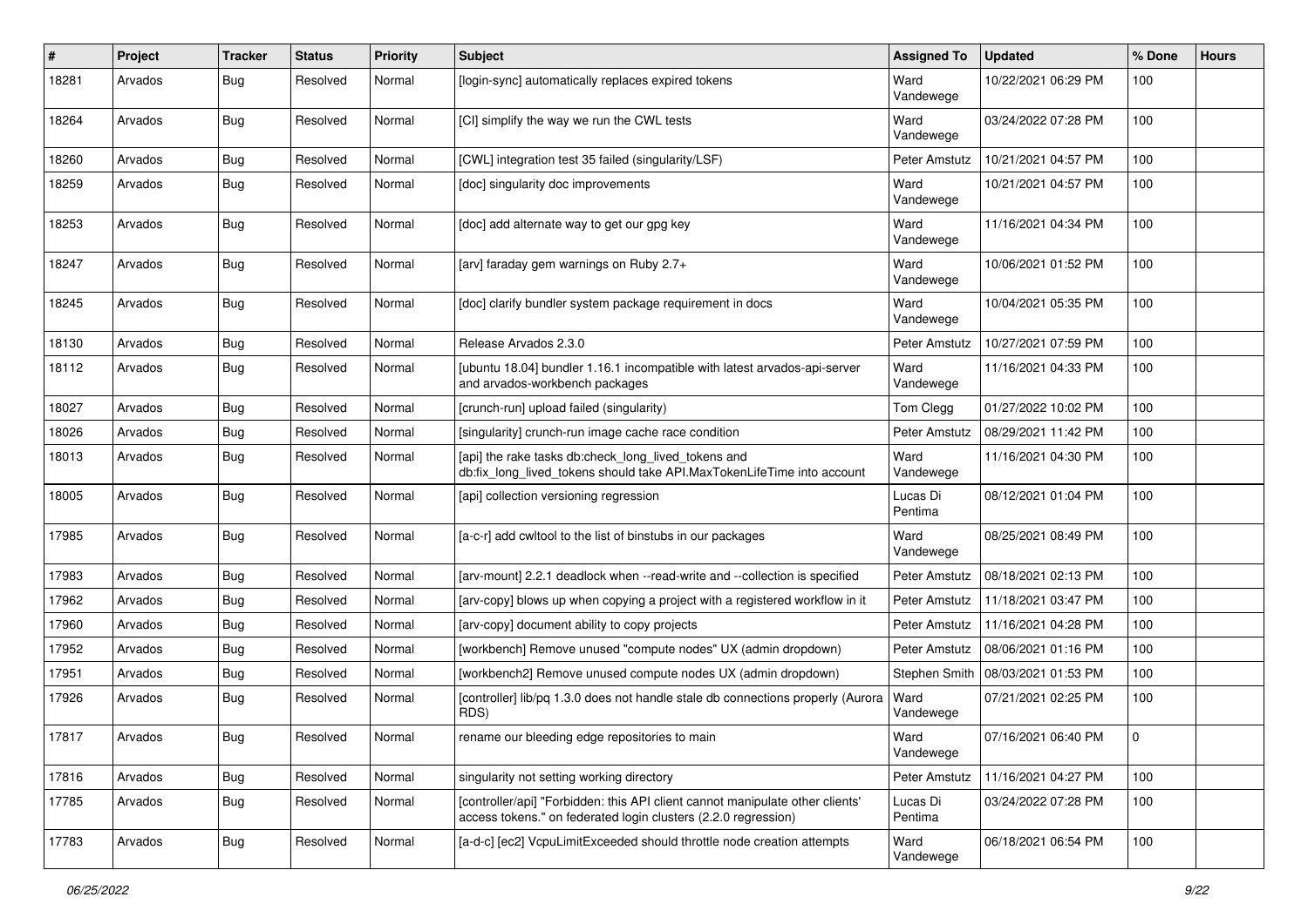| # | Project | Tracker | Status | Priority | Subject | Assigned To | Updated | % Done | Hours |
|---|---|---|---|---|---|---|---|---|---|
| 18281 | Arvados | Bug | Resolved | Normal | [login-sync] automatically replaces expired tokens | Ward Vandewege | 10/22/2021 06:29 PM | 100 | |
| 18264 | Arvados | Bug | Resolved | Normal | [CI] simplify the way we run the CWL tests | Ward Vandewege | 03/24/2022 07:28 PM | 100 | |
| 18260 | Arvados | Bug | Resolved | Normal | [CWL] integration test 35 failed (singularity/LSF) | Peter Amstutz | 10/21/2021 04:57 PM | 100 | |
| 18259 | Arvados | Bug | Resolved | Normal | [doc] singularity doc improvements | Ward Vandewege | 10/21/2021 04:57 PM | 100 | |
| 18253 | Arvados | Bug | Resolved | Normal | [doc] add alternate way to get our gpg key | Ward Vandewege | 11/16/2021 04:34 PM | 100 | |
| 18247 | Arvados | Bug | Resolved | Normal | [arv] faraday gem warnings on Ruby 2.7+ | Ward Vandewege | 10/06/2021 01:52 PM | 100 | |
| 18245 | Arvados | Bug | Resolved | Normal | [doc] clarify bundler system package requirement in docs | Ward Vandewege | 10/04/2021 05:35 PM | 100 | |
| 18130 | Arvados | Bug | Resolved | Normal | Release Arvados 2.3.0 | Peter Amstutz | 10/27/2021 07:59 PM | 100 | |
| 18112 | Arvados | Bug | Resolved | Normal | [ubuntu 18.04] bundler 1.16.1 incompatible with latest arvados-api-server and arvados-workbench packages | Ward Vandewege | 11/16/2021 04:33 PM | 100 | |
| 18027 | Arvados | Bug | Resolved | Normal | [crunch-run] upload failed (singularity) | Tom Clegg | 01/27/2022 10:02 PM | 100 | |
| 18026 | Arvados | Bug | Resolved | Normal | [singularity] crunch-run image cache race condition | Peter Amstutz | 08/29/2021 11:42 PM | 100 | |
| 18013 | Arvados | Bug | Resolved | Normal | [api] the rake tasks db:check_long_lived_tokens and db:fix_long_lived_tokens should take API.MaxTokenLifeTime into account | Ward Vandewege | 11/16/2021 04:30 PM | 100 | |
| 18005 | Arvados | Bug | Resolved | Normal | [api] collection versioning regression | Lucas Di Pentima | 08/12/2021 01:04 PM | 100 | |
| 17985 | Arvados | Bug | Resolved | Normal | [a-c-r] add cwltool to the list of binstubs in our packages | Ward Vandewege | 08/25/2021 08:49 PM | 100 | |
| 17983 | Arvados | Bug | Resolved | Normal | [arv-mount] 2.2.1 deadlock when --read-write and --collection is specified | Peter Amstutz | 08/18/2021 02:13 PM | 100 | |
| 17962 | Arvados | Bug | Resolved | Normal | [arv-copy] blows up when copying a project with a registered workflow in it | Peter Amstutz | 11/18/2021 03:47 PM | 100 | |
| 17960 | Arvados | Bug | Resolved | Normal | [arv-copy] document ability to copy projects | Peter Amstutz | 11/16/2021 04:28 PM | 100 | |
| 17952 | Arvados | Bug | Resolved | Normal | [workbench] Remove unused "compute nodes" UX (admin dropdown) | Peter Amstutz | 08/06/2021 01:16 PM | 100 | |
| 17951 | Arvados | Bug | Resolved | Normal | [workbench2] Remove unused compute nodes UX (admin dropdown) | Stephen Smith | 08/03/2021 01:53 PM | 100 | |
| 17926 | Arvados | Bug | Resolved | Normal | [controller] lib/pq 1.3.0 does not handle stale db connections properly (Aurora RDS) | Ward Vandewege | 07/21/2021 02:25 PM | 100 | |
| 17817 | Arvados | Bug | Resolved | Normal | rename our bleeding edge repositories to main | Ward Vandewege | 07/16/2021 06:40 PM | 0 | |
| 17816 | Arvados | Bug | Resolved | Normal | singularity not setting working directory | Peter Amstutz | 11/16/2021 04:27 PM | 100 | |
| 17785 | Arvados | Bug | Resolved | Normal | [controller/api] "Forbidden: this API client cannot manipulate other clients' access tokens." on federated login clusters (2.2.0 regression) | Lucas Di Pentima | 03/24/2022 07:28 PM | 100 | |
| 17783 | Arvados | Bug | Resolved | Normal | [a-d-c] [ec2] VcpuLimitExceeded should throttle node creation attempts | Ward Vandewege | 06/18/2021 06:54 PM | 100 | |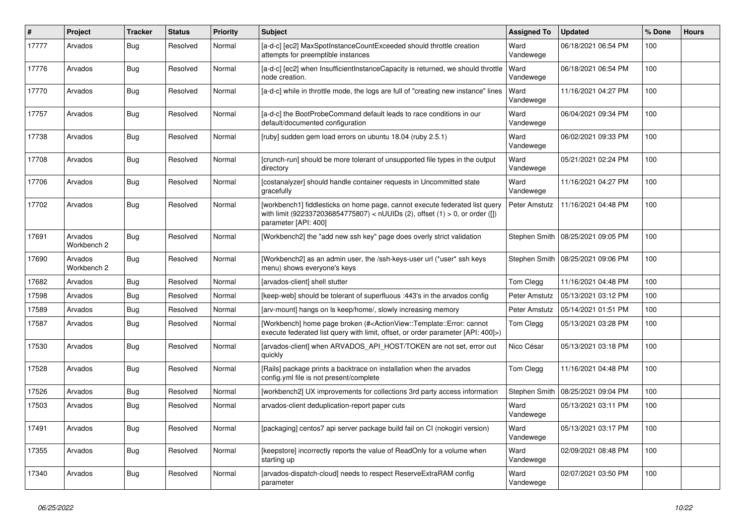| # | Project | Tracker | Status | Priority | Subject | Assigned To | Updated | % Done | Hours |
|---|---|---|---|---|---|---|---|---|---|
| 17777 | Arvados | Bug | Resolved | Normal | [a-d-c] [ec2] MaxSpotInstanceCountExceeded should throttle creation attempts for preemptible instances | Ward Vandewege | 06/18/2021 06:54 PM | 100 | |
| 17776 | Arvados | Bug | Resolved | Normal | [a-d-c] [ec2] when InsufficientInstanceCapacity is returned, we should throttle node creation. | Ward Vandewege | 06/18/2021 06:54 PM | 100 | |
| 17770 | Arvados | Bug | Resolved | Normal | [a-d-c] while in throttle mode, the logs are full of "creating new instance" lines | Ward Vandewege | 11/16/2021 04:27 PM | 100 | |
| 17757 | Arvados | Bug | Resolved | Normal | [a-d-c] the BootProbeCommand default leads to race conditions in our default/documented configuration | Ward Vandewege | 06/04/2021 09:34 PM | 100 | |
| 17738 | Arvados | Bug | Resolved | Normal | [ruby] sudden gem load errors on ubuntu 18.04 (ruby 2.5.1) | Ward Vandewege | 06/02/2021 09:33 PM | 100 | |
| 17708 | Arvados | Bug | Resolved | Normal | [crunch-run] should be more tolerant of unsupported file types in the output directory | Ward Vandewege | 05/21/2021 02:24 PM | 100 | |
| 17706 | Arvados | Bug | Resolved | Normal | [costanalyzer] should handle container requests in Uncommitted state gracefully | Ward Vandewege | 11/16/2021 04:27 PM | 100 | |
| 17702 | Arvados | Bug | Resolved | Normal | [workbench1] fiddlesticks on home page, cannot execute federated list query with limit (9223372036854775807) < nUUIDs (2), offset (1) > 0, or order ([]) parameter [API: 400] | Peter Amstutz | 11/16/2021 04:48 PM | 100 | |
| 17691 | Arvados Workbench 2 | Bug | Resolved | Normal | [Workbench2] the "add new ssh key" page does overly strict validation | Stephen Smith | 08/25/2021 09:05 PM | 100 | |
| 17690 | Arvados Workbench 2 | Bug | Resolved | Normal | [Workbench2] as an admin user, the /ssh-keys-user url (*user* ssh keys menu) shows everyone's keys | Stephen Smith | 08/25/2021 09:06 PM | 100 | |
| 17682 | Arvados | Bug | Resolved | Normal | [arvados-client] shell stutter | Tom Clegg | 11/16/2021 04:48 PM | 100 | |
| 17598 | Arvados | Bug | Resolved | Normal | [keep-web] should be tolerant of superfluous :443's in the arvados config | Peter Amstutz | 05/13/2021 03:12 PM | 100 | |
| 17589 | Arvados | Bug | Resolved | Normal | [arv-mount] hangs on ls keep/home/, slowly increasing memory | Peter Amstutz | 05/14/2021 01:51 PM | 100 | |
| 17587 | Arvados | Bug | Resolved | Normal | [Workbench] home page broken (#<ActionView::Template::Error: cannot execute federated list query with limit, offset, or order parameter [API: 400]>) | Tom Clegg | 05/13/2021 03:28 PM | 100 | |
| 17530 | Arvados | Bug | Resolved | Normal | [arvados-client] when ARVADOS_API_HOST/TOKEN are not set, error out quickly | Nico César | 05/13/2021 03:18 PM | 100 | |
| 17528 | Arvados | Bug | Resolved | Normal | [Rails] package prints a backtrace on installation when the arvados config.yml file is not present/complete | Tom Clegg | 11/16/2021 04:48 PM | 100 | |
| 17526 | Arvados | Bug | Resolved | Normal | [workbench2] UX improvements for collections 3rd party access information | Stephen Smith | 08/25/2021 09:04 PM | 100 | |
| 17503 | Arvados | Bug | Resolved | Normal | arvados-client deduplication-report paper cuts | Ward Vandewege | 05/13/2021 03:11 PM | 100 | |
| 17491 | Arvados | Bug | Resolved | Normal | [packaging] centos7 api server package build fail on CI (nokogiri version) | Ward Vandewege | 05/13/2021 03:17 PM | 100 | |
| 17355 | Arvados | Bug | Resolved | Normal | [keepstore] incorrectly reports the value of ReadOnly for a volume when starting up | Ward Vandewege | 02/09/2021 08:48 PM | 100 | |
| 17340 | Arvados | Bug | Resolved | Normal | [arvados-dispatch-cloud] needs to respect ReserveExtraRAM config parameter | Ward Vandewege | 02/07/2021 03:50 PM | 100 | |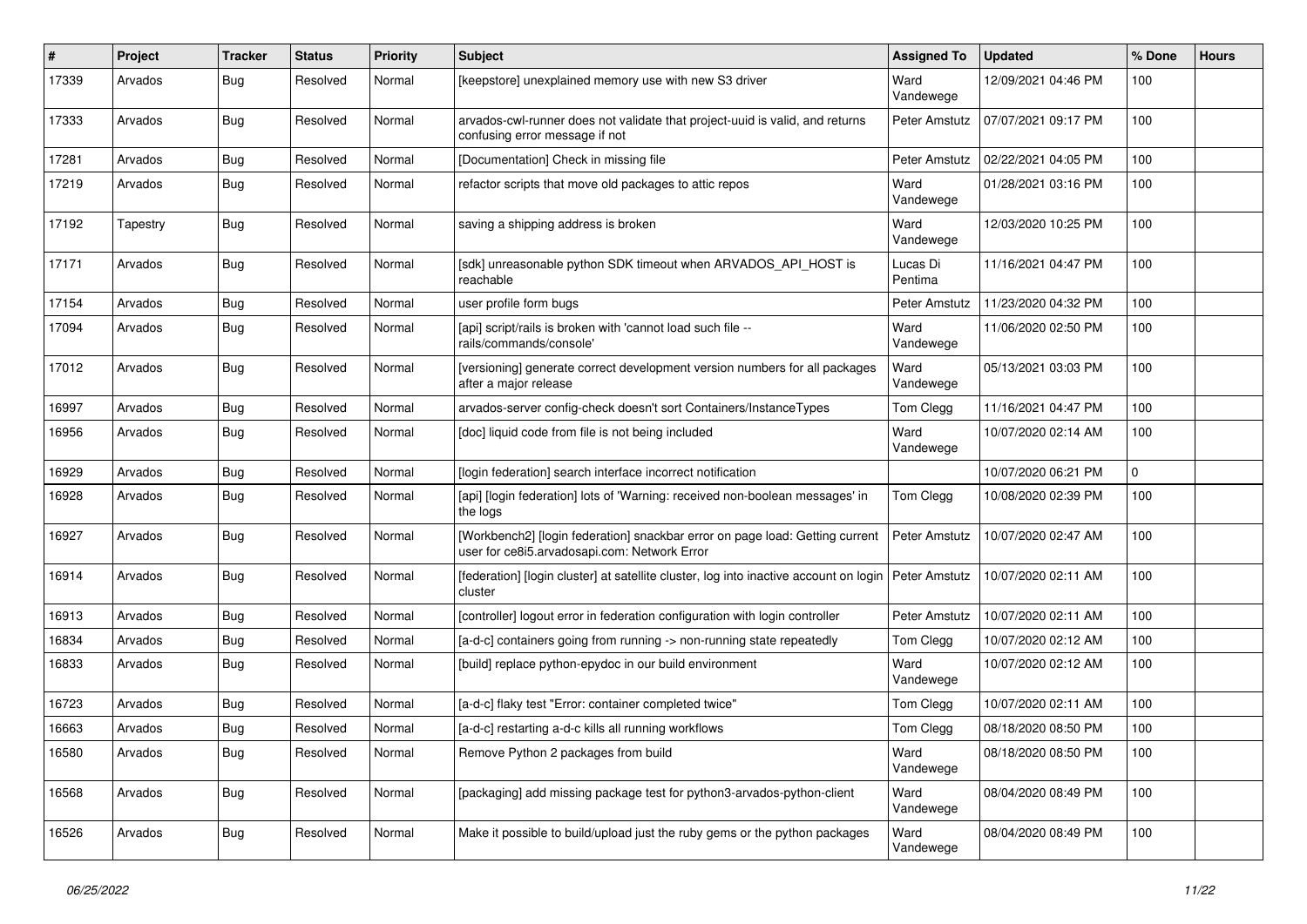| # | Project | Tracker | Status | Priority | Subject | Assigned To | Updated | % Done | Hours |
|---|---|---|---|---|---|---|---|---|---|
| 17339 | Arvados | Bug | Resolved | Normal | [keepstore] unexplained memory use with new S3 driver | Ward Vandewege | 12/09/2021 04:46 PM | 100 | |
| 17333 | Arvados | Bug | Resolved | Normal | arvados-cwl-runner does not validate that project-uuid is valid, and returns confusing error message if not | Peter Amstutz | 07/07/2021 09:17 PM | 100 | |
| 17281 | Arvados | Bug | Resolved | Normal | [Documentation] Check in missing file | Peter Amstutz | 02/22/2021 04:05 PM | 100 | |
| 17219 | Arvados | Bug | Resolved | Normal | refactor scripts that move old packages to attic repos | Ward Vandewege | 01/28/2021 03:16 PM | 100 | |
| 17192 | Tapestry | Bug | Resolved | Normal | saving a shipping address is broken | Ward Vandewege | 12/03/2020 10:25 PM | 100 | |
| 17171 | Arvados | Bug | Resolved | Normal | [sdk] unreasonable python SDK timeout when ARVADOS_API_HOST is reachable | Lucas Di Pentima | 11/16/2021 04:47 PM | 100 | |
| 17154 | Arvados | Bug | Resolved | Normal | user profile form bugs | Peter Amstutz | 11/23/2020 04:32 PM | 100 | |
| 17094 | Arvados | Bug | Resolved | Normal | [api] script/rails is broken with 'cannot load such file -- rails/commands/console' | Ward Vandewege | 11/06/2020 02:50 PM | 100 | |
| 17012 | Arvados | Bug | Resolved | Normal | [versioning] generate correct development version numbers for all packages after a major release | Ward Vandewege | 05/13/2021 03:03 PM | 100 | |
| 16997 | Arvados | Bug | Resolved | Normal | arvados-server config-check doesn't sort Containers/InstanceTypes | Tom Clegg | 11/16/2021 04:47 PM | 100 | |
| 16956 | Arvados | Bug | Resolved | Normal | [doc] liquid code from file is not being included | Ward Vandewege | 10/07/2020 02:14 AM | 100 | |
| 16929 | Arvados | Bug | Resolved | Normal | [login federation] search interface incorrect notification | | 10/07/2020 06:21 PM | 0 | |
| 16928 | Arvados | Bug | Resolved | Normal | [api] [login federation] lots of 'Warning: received non-boolean messages' in the logs | Tom Clegg | 10/08/2020 02:39 PM | 100 | |
| 16927 | Arvados | Bug | Resolved | Normal | [Workbench2] [login federation] snackbar error on page load: Getting current user for ce8i5.arvadosapi.com: Network Error | Peter Amstutz | 10/07/2020 02:47 AM | 100 | |
| 16914 | Arvados | Bug | Resolved | Normal | [federation] [login cluster] at satellite cluster, log into inactive account on login cluster | Peter Amstutz | 10/07/2020 02:11 AM | 100 | |
| 16913 | Arvados | Bug | Resolved | Normal | [controller] logout error in federation configuration with login controller | Peter Amstutz | 10/07/2020 02:11 AM | 100 | |
| 16834 | Arvados | Bug | Resolved | Normal | [a-d-c] containers going from running -> non-running state repeatedly | Tom Clegg | 10/07/2020 02:12 AM | 100 | |
| 16833 | Arvados | Bug | Resolved | Normal | [build] replace python-epydoc in our build environment | Ward Vandewege | 10/07/2020 02:12 AM | 100 | |
| 16723 | Arvados | Bug | Resolved | Normal | [a-d-c] flaky test "Error: container completed twice" | Tom Clegg | 10/07/2020 02:11 AM | 100 | |
| 16663 | Arvados | Bug | Resolved | Normal | [a-d-c] restarting a-d-c kills all running workflows | Tom Clegg | 08/18/2020 08:50 PM | 100 | |
| 16580 | Arvados | Bug | Resolved | Normal | Remove Python 2 packages from build | Ward Vandewege | 08/18/2020 08:50 PM | 100 | |
| 16568 | Arvados | Bug | Resolved | Normal | [packaging] add missing package test for python3-arvados-python-client | Ward Vandewege | 08/04/2020 08:49 PM | 100 | |
| 16526 | Arvados | Bug | Resolved | Normal | Make it possible to build/upload just the ruby gems or the python packages | Ward Vandewege | 08/04/2020 08:49 PM | 100 | |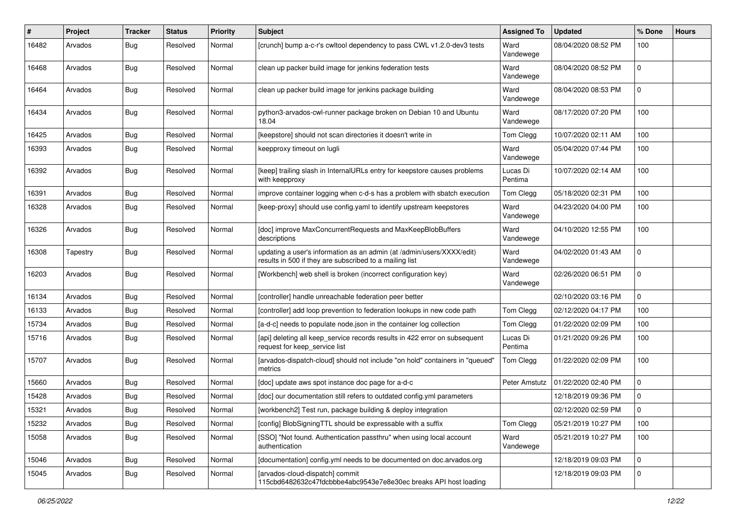| # | Project | Tracker | Status | Priority | Subject | Assigned To | Updated | % Done | Hours |
|---|---|---|---|---|---|---|---|---|---|
| 16482 | Arvados | Bug | Resolved | Normal | [crunch] bump a-c-r's cwltool dependency to pass CWL v1.2.0-dev3 tests | Ward Vandewege | 08/04/2020 08:52 PM | 100 | |
| 16468 | Arvados | Bug | Resolved | Normal | clean up packer build image for jenkins federation tests | Ward Vandewege | 08/04/2020 08:52 PM | 0 | |
| 16464 | Arvados | Bug | Resolved | Normal | clean up packer build image for jenkins package building | Ward Vandewege | 08/04/2020 08:53 PM | 0 | |
| 16434 | Arvados | Bug | Resolved | Normal | python3-arvados-cwl-runner package broken on Debian 10 and Ubuntu 18.04 | Ward Vandewege | 08/17/2020 07:20 PM | 100 | |
| 16425 | Arvados | Bug | Resolved | Normal | [keepstore] should not scan directories it doesn't write in | Tom Clegg | 10/07/2020 02:11 AM | 100 | |
| 16393 | Arvados | Bug | Resolved | Normal | keepproxy timeout on lugli | Ward Vandewege | 05/04/2020 07:44 PM | 100 | |
| 16392 | Arvados | Bug | Resolved | Normal | [keep] trailing slash in InternalURLs entry for keepstore causes problems with keepproxy | Lucas Di Pentima | 10/07/2020 02:14 AM | 100 | |
| 16391 | Arvados | Bug | Resolved | Normal | improve container logging when c-d-s has a problem with sbatch execution | Tom Clegg | 05/18/2020 02:31 PM | 100 | |
| 16328 | Arvados | Bug | Resolved | Normal | [keep-proxy] should use config.yaml to identify upstream keepstores | Ward Vandewege | 04/23/2020 04:00 PM | 100 | |
| 16326 | Arvados | Bug | Resolved | Normal | [doc] improve MaxConcurrentRequests and MaxKeepBlobBuffers descriptions | Ward Vandewege | 04/10/2020 12:55 PM | 100 | |
| 16308 | Tapestry | Bug | Resolved | Normal | updating a user's information as an admin (at /admin/users/XXXX/edit) results in 500 if they are subscribed to a mailing list | Ward Vandewege | 04/02/2020 01:43 AM | 0 | |
| 16203 | Arvados | Bug | Resolved | Normal | [Workbench] web shell is broken (incorrect configuration key) | Ward Vandewege | 02/26/2020 06:51 PM | 0 | |
| 16134 | Arvados | Bug | Resolved | Normal | [controller] handle unreachable federation peer better | | 02/10/2020 03:16 PM | 0 | |
| 16133 | Arvados | Bug | Resolved | Normal | [controller] add loop prevention to federation lookups in new code path | Tom Clegg | 02/12/2020 04:17 PM | 100 | |
| 15734 | Arvados | Bug | Resolved | Normal | [a-d-c] needs to populate node.json in the container log collection | Tom Clegg | 01/22/2020 02:09 PM | 100 | |
| 15716 | Arvados | Bug | Resolved | Normal | [api] deleting all keep_service records results in 422 error on subsequent request for keep_service list | Lucas Di Pentima | 01/21/2020 09:26 PM | 100 | |
| 15707 | Arvados | Bug | Resolved | Normal | [arvados-dispatch-cloud] should not include "on hold" containers in "queued" metrics | Tom Clegg | 01/22/2020 02:09 PM | 100 | |
| 15660 | Arvados | Bug | Resolved | Normal | [doc] update aws spot instance doc page for a-d-c | Peter Amstutz | 01/22/2020 02:40 PM | 0 | |
| 15428 | Arvados | Bug | Resolved | Normal | [doc] our documentation still refers to outdated config.yml parameters | | 12/18/2019 09:36 PM | 0 | |
| 15321 | Arvados | Bug | Resolved | Normal | [workbench2] Test run, package building & deploy integration | | 02/12/2020 02:59 PM | 0 | |
| 15232 | Arvados | Bug | Resolved | Normal | [config] BlobSigningTTL should be expressable with a suffix | Tom Clegg | 05/21/2019 10:27 PM | 100 | |
| 15058 | Arvados | Bug | Resolved | Normal | [SSO] "Not found. Authentication passthru" when using local account authentication | Ward Vandewege | 05/21/2019 10:27 PM | 100 | |
| 15046 | Arvados | Bug | Resolved | Normal | [documentation] config.yml needs to be documented on doc.arvados.org | | 12/18/2019 09:03 PM | 0 | |
| 15045 | Arvados | Bug | Resolved | Normal | [arvados-cloud-dispatch] commit 115cbd6482632c47fdcbbbe4abc9543e7e8e30ec breaks API host loading | | 12/18/2019 09:03 PM | 0 | |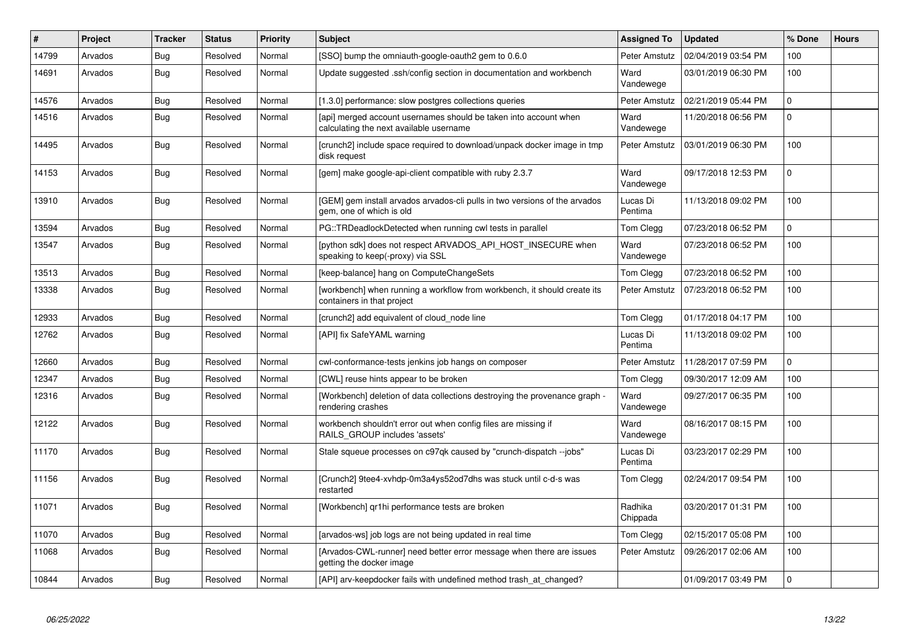| # | Project | Tracker | Status | Priority | Subject | Assigned To | Updated | % Done | Hours |
|---|---|---|---|---|---|---|---|---|---|
| 14799 | Arvados | Bug | Resolved | Normal | [SSO] bump the omniauth-google-oauth2 gem to 0.6.0 | Peter Amstutz | 02/04/2019 03:54 PM | 100 | |
| 14691 | Arvados | Bug | Resolved | Normal | Update suggested .ssh/config section in documentation and workbench | Ward Vandewege | 03/01/2019 06:30 PM | 100 | |
| 14576 | Arvados | Bug | Resolved | Normal | [1.3.0] performance: slow postgres collections queries | Peter Amstutz | 02/21/2019 05:44 PM | 0 | |
| 14516 | Arvados | Bug | Resolved | Normal | [api] merged account usernames should be taken into account when calculating the next available username | Ward Vandewege | 11/20/2018 06:56 PM | 0 | |
| 14495 | Arvados | Bug | Resolved | Normal | [crunch2] include space required to download/unpack docker image in tmp disk request | Peter Amstutz | 03/01/2019 06:30 PM | 100 | |
| 14153 | Arvados | Bug | Resolved | Normal | [gem] make google-api-client compatible with ruby 2.3.7 | Ward Vandewege | 09/17/2018 12:53 PM | 0 | |
| 13910 | Arvados | Bug | Resolved | Normal | [GEM] gem install arvados arvados-cli pulls in two versions of the arvados gem, one of which is old | Lucas Di Pentima | 11/13/2018 09:02 PM | 100 | |
| 13594 | Arvados | Bug | Resolved | Normal | PG::TRDeadlockDetected when running cwl tests in parallel | Tom Clegg | 07/23/2018 06:52 PM | 0 | |
| 13547 | Arvados | Bug | Resolved | Normal | [python sdk] does not respect ARVADOS_API_HOST_INSECURE when speaking to keep(-proxy) via SSL | Ward Vandewege | 07/23/2018 06:52 PM | 100 | |
| 13513 | Arvados | Bug | Resolved | Normal | [keep-balance] hang on ComputeChangeSets | Tom Clegg | 07/23/2018 06:52 PM | 100 | |
| 13338 | Arvados | Bug | Resolved | Normal | [workbench] when running a workflow from workbench, it should create its containers in that project | Peter Amstutz | 07/23/2018 06:52 PM | 100 | |
| 12933 | Arvados | Bug | Resolved | Normal | [crunch2] add equivalent of cloud_node line | Tom Clegg | 01/17/2018 04:17 PM | 100 | |
| 12762 | Arvados | Bug | Resolved | Normal | [API] fix SafeYAML warning | Lucas Di Pentima | 11/13/2018 09:02 PM | 100 | |
| 12660 | Arvados | Bug | Resolved | Normal | cwl-conformance-tests jenkins job hangs on composer | Peter Amstutz | 11/28/2017 07:59 PM | 0 | |
| 12347 | Arvados | Bug | Resolved | Normal | [CWL] reuse hints appear to be broken | Tom Clegg | 09/30/2017 12:09 AM | 100 | |
| 12316 | Arvados | Bug | Resolved | Normal | [Workbench] deletion of data collections destroying the provenance graph - rendering crashes | Ward Vandewege | 09/27/2017 06:35 PM | 100 | |
| 12122 | Arvados | Bug | Resolved | Normal | workbench shouldn't error out when config files are missing if RAILS_GROUP includes 'assets' | Ward Vandewege | 08/16/2017 08:15 PM | 100 | |
| 11170 | Arvados | Bug | Resolved | Normal | Stale squeue processes on c97qk caused by "crunch-dispatch --jobs" | Lucas Di Pentima | 03/23/2017 02:29 PM | 100 | |
| 11156 | Arvados | Bug | Resolved | Normal | [Crunch2] 9tee4-xvhdp-0m3a4ys52od7dhs was stuck until c-d-s was restarted | Tom Clegg | 02/24/2017 09:54 PM | 100 | |
| 11071 | Arvados | Bug | Resolved | Normal | [Workbench] qr1hi performance tests are broken | Radhika Chippada | 03/20/2017 01:31 PM | 100 | |
| 11070 | Arvados | Bug | Resolved | Normal | [arvados-ws] job logs are not being updated in real time | Tom Clegg | 02/15/2017 05:08 PM | 100 | |
| 11068 | Arvados | Bug | Resolved | Normal | [Arvados-CWL-runner] need better error message when there are issues getting the docker image | Peter Amstutz | 09/26/2017 02:06 AM | 100 | |
| 10844 | Arvados | Bug | Resolved | Normal | [API] arv-keepdocker fails with undefined method trash_at_changed? | | 01/09/2017 03:49 PM | 0 | |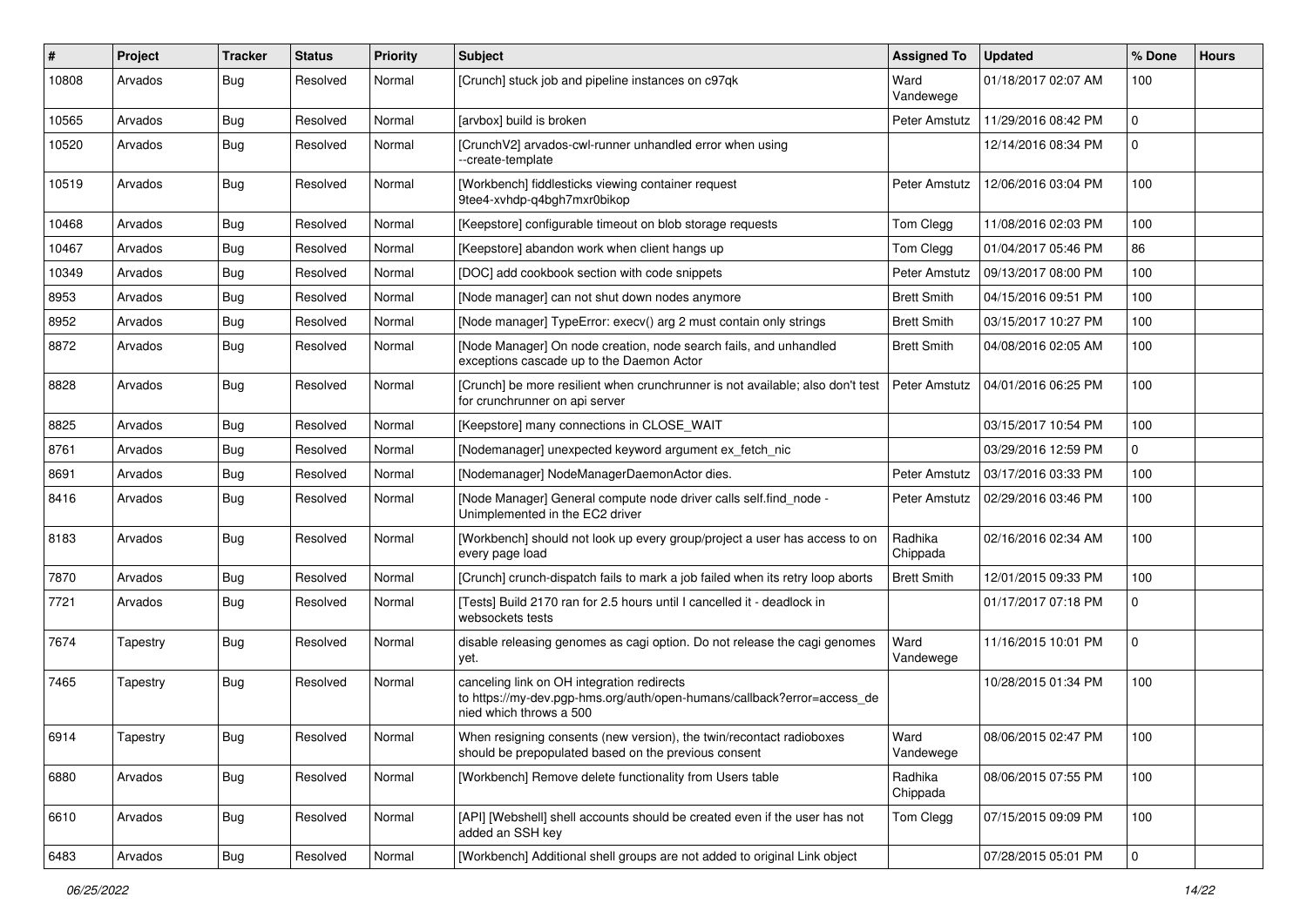| # | Project | Tracker | Status | Priority | Subject | Assigned To | Updated | % Done | Hours |
|---|---|---|---|---|---|---|---|---|---|
| 10808 | Arvados | Bug | Resolved | Normal | [Crunch] stuck job and pipeline instances on c97qk | Ward Vandewege | 01/18/2017 02:07 AM | 100 | |
| 10565 | Arvados | Bug | Resolved | Normal | [arvbox] build is broken | Peter Amstutz | 11/29/2016 08:42 PM | 0 | |
| 10520 | Arvados | Bug | Resolved | Normal | [CrunchV2] arvados-cwl-runner unhandled error when using --create-template | | 12/14/2016 08:34 PM | 0 | |
| 10519 | Arvados | Bug | Resolved | Normal | [Workbench] fiddlesticks viewing container request 9tee4-xvhdp-q4bgh7mxr0bikop | Peter Amstutz | 12/06/2016 03:04 PM | 100 | |
| 10468 | Arvados | Bug | Resolved | Normal | [Keepstore] configurable timeout on blob storage requests | Tom Clegg | 11/08/2016 02:03 PM | 100 | |
| 10467 | Arvados | Bug | Resolved | Normal | [Keepstore] abandon work when client hangs up | Tom Clegg | 01/04/2017 05:46 PM | 86 | |
| 10349 | Arvados | Bug | Resolved | Normal | [DOC] add cookbook section with code snippets | Peter Amstutz | 09/13/2017 08:00 PM | 100 | |
| 8953 | Arvados | Bug | Resolved | Normal | [Node manager] can not shut down nodes anymore | Brett Smith | 04/15/2016 09:51 PM | 100 | |
| 8952 | Arvados | Bug | Resolved | Normal | [Node manager] TypeError: execv() arg 2 must contain only strings | Brett Smith | 03/15/2017 10:27 PM | 100 | |
| 8872 | Arvados | Bug | Resolved | Normal | [Node Manager] On node creation, node search fails, and unhandled exceptions cascade up to the Daemon Actor | Brett Smith | 04/08/2016 02:05 AM | 100 | |
| 8828 | Arvados | Bug | Resolved | Normal | [Crunch] be more resilient when crunchrunner is not available; also don't test for crunchrunner on api server | Peter Amstutz | 04/01/2016 06:25 PM | 100 | |
| 8825 | Arvados | Bug | Resolved | Normal | [Keepstore] many connections in CLOSE_WAIT | | 03/15/2017 10:54 PM | 100 | |
| 8761 | Arvados | Bug | Resolved | Normal | [Nodemanager] unexpected keyword argument ex_fetch_nic | | 03/29/2016 12:59 PM | 0 | |
| 8691 | Arvados | Bug | Resolved | Normal | [Nodemanager] NodeManagerDaemonActor dies. | Peter Amstutz | 03/17/2016 03:33 PM | 100 | |
| 8416 | Arvados | Bug | Resolved | Normal | [Node Manager] General compute node driver calls self.find_node - Unimplemented in the EC2 driver | Peter Amstutz | 02/29/2016 03:46 PM | 100 | |
| 8183 | Arvados | Bug | Resolved | Normal | [Workbench] should not look up every group/project a user has access to on every page load | Radhika Chippada | 02/16/2016 02:34 AM | 100 | |
| 7870 | Arvados | Bug | Resolved | Normal | [Crunch] crunch-dispatch fails to mark a job failed when its retry loop aborts | Brett Smith | 12/01/2015 09:33 PM | 100 | |
| 7721 | Arvados | Bug | Resolved | Normal | [Tests] Build 2170 ran for 2.5 hours until I cancelled it - deadlock in websockets tests | | 01/17/2017 07:18 PM | 0 | |
| 7674 | Tapestry | Bug | Resolved | Normal | disable releasing genomes as cagi option. Do not release the cagi genomes yet. | Ward Vandewege | 11/16/2015 10:01 PM | 0 | |
| 7465 | Tapestry | Bug | Resolved | Normal | canceling link on OH integration redirects to https://my-dev.pgp-hms.org/auth/open-humans/callback?error=access_denied which throws a 500 | | 10/28/2015 01:34 PM | 100 | |
| 6914 | Tapestry | Bug | Resolved | Normal | When resigning consents (new version), the twin/recontact radioboxes should be prepopulated based on the previous consent | Ward Vandewege | 08/06/2015 02:47 PM | 100 | |
| 6880 | Arvados | Bug | Resolved | Normal | [Workbench] Remove delete functionality from Users table | Radhika Chippada | 08/06/2015 07:55 PM | 100 | |
| 6610 | Arvados | Bug | Resolved | Normal | [API] [Webshell] shell accounts should be created even if the user has not added an SSH key | Tom Clegg | 07/15/2015 09:09 PM | 100 | |
| 6483 | Arvados | Bug | Resolved | Normal | [Workbench] Additional shell groups are not added to original Link object | | 07/28/2015 05:01 PM | 0 | |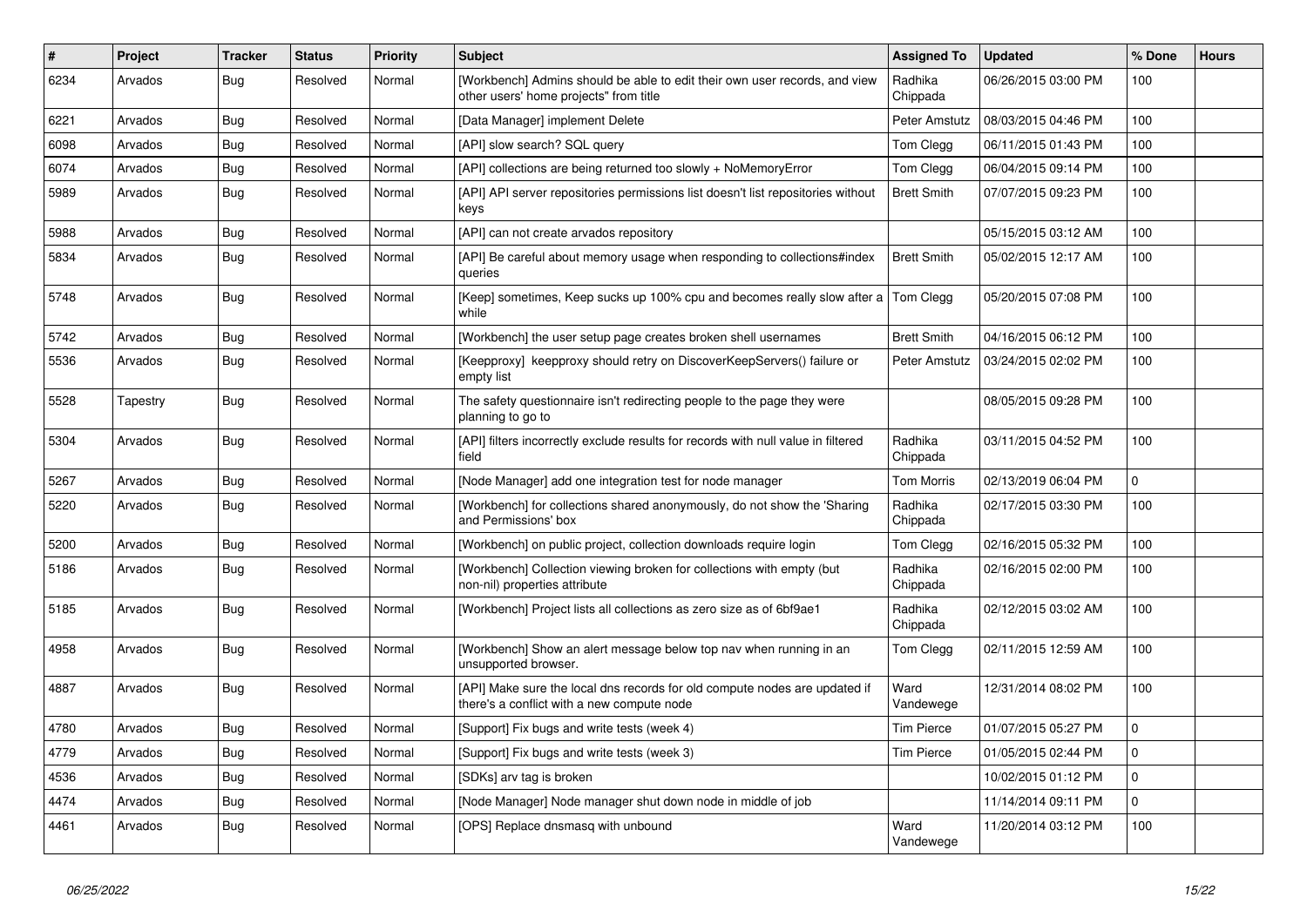| # | Project | Tracker | Status | Priority | Subject | Assigned To | Updated | % Done | Hours |
|---|---|---|---|---|---|---|---|---|---|
| 6234 | Arvados | Bug | Resolved | Normal | [Workbench] Admins should be able to edit their own user records, and view other users' home projects" from title | Radhika Chippada | 06/26/2015 03:00 PM | 100 | |
| 6221 | Arvados | Bug | Resolved | Normal | [Data Manager] implement Delete | Peter Amstutz | 08/03/2015 04:46 PM | 100 | |
| 6098 | Arvados | Bug | Resolved | Normal | [API] slow search? SQL query | Tom Clegg | 06/11/2015 01:43 PM | 100 | |
| 6074 | Arvados | Bug | Resolved | Normal | [API] collections are being returned too slowly + NoMemoryError | Tom Clegg | 06/04/2015 09:14 PM | 100 | |
| 5989 | Arvados | Bug | Resolved | Normal | [API] API server repositories permissions list doesn't list repositories without keys | Brett Smith | 07/07/2015 09:23 PM | 100 | |
| 5988 | Arvados | Bug | Resolved | Normal | [API] can not create arvados repository | | 05/15/2015 03:12 AM | 100 | |
| 5834 | Arvados | Bug | Resolved | Normal | [API] Be careful about memory usage when responding to collections#index queries | Brett Smith | 05/02/2015 12:17 AM | 100 | |
| 5748 | Arvados | Bug | Resolved | Normal | [Keep] sometimes, Keep sucks up 100% cpu and becomes really slow after a while | Tom Clegg | 05/20/2015 07:08 PM | 100 | |
| 5742 | Arvados | Bug | Resolved | Normal | [Workbench] the user setup page creates broken shell usernames | Brett Smith | 04/16/2015 06:12 PM | 100 | |
| 5536 | Arvados | Bug | Resolved | Normal | [Keepproxy] keepproxy should retry on DiscoverKeepServers() failure or empty list | Peter Amstutz | 03/24/2015 02:02 PM | 100 | |
| 5528 | Tapestry | Bug | Resolved | Normal | The safety questionnaire isn't redirecting people to the page they were planning to go to | | 08/05/2015 09:28 PM | 100 | |
| 5304 | Arvados | Bug | Resolved | Normal | [API] filters incorrectly exclude results for records with null value in filtered field | Radhika Chippada | 03/11/2015 04:52 PM | 100 | |
| 5267 | Arvados | Bug | Resolved | Normal | [Node Manager] add one integration test for node manager | Tom Morris | 02/13/2019 06:04 PM | 0 | |
| 5220 | Arvados | Bug | Resolved | Normal | [Workbench] for collections shared anonymously, do not show the 'Sharing and Permissions' box | Radhika Chippada | 02/17/2015 03:30 PM | 100 | |
| 5200 | Arvados | Bug | Resolved | Normal | [Workbench] on public project, collection downloads require login | Tom Clegg | 02/16/2015 05:32 PM | 100 | |
| 5186 | Arvados | Bug | Resolved | Normal | [Workbench] Collection viewing broken for collections with empty (but non-nil) properties attribute | Radhika Chippada | 02/16/2015 02:00 PM | 100 | |
| 5185 | Arvados | Bug | Resolved | Normal | [Workbench] Project lists all collections as zero size as of 6bf9ae1 | Radhika Chippada | 02/12/2015 03:02 AM | 100 | |
| 4958 | Arvados | Bug | Resolved | Normal | [Workbench] Show an alert message below top nav when running in an unsupported browser. | Tom Clegg | 02/11/2015 12:59 AM | 100 | |
| 4887 | Arvados | Bug | Resolved | Normal | [API] Make sure the local dns records for old compute nodes are updated if there's a conflict with a new compute node | Ward Vandewege | 12/31/2014 08:02 PM | 100 | |
| 4780 | Arvados | Bug | Resolved | Normal | [Support] Fix bugs and write tests (week 4) | Tim Pierce | 01/07/2015 05:27 PM | 0 | |
| 4779 | Arvados | Bug | Resolved | Normal | [Support] Fix bugs and write tests (week 3) | Tim Pierce | 01/05/2015 02:44 PM | 0 | |
| 4536 | Arvados | Bug | Resolved | Normal | [SDKs] arv tag is broken | | 10/02/2015 01:12 PM | 0 | |
| 4474 | Arvados | Bug | Resolved | Normal | [Node Manager] Node manager shut down node in middle of job | | 11/14/2014 09:11 PM | 0 | |
| 4461 | Arvados | Bug | Resolved | Normal | [OPS] Replace dnsmasq with unbound | Ward Vandewege | 11/20/2014 03:12 PM | 100 | |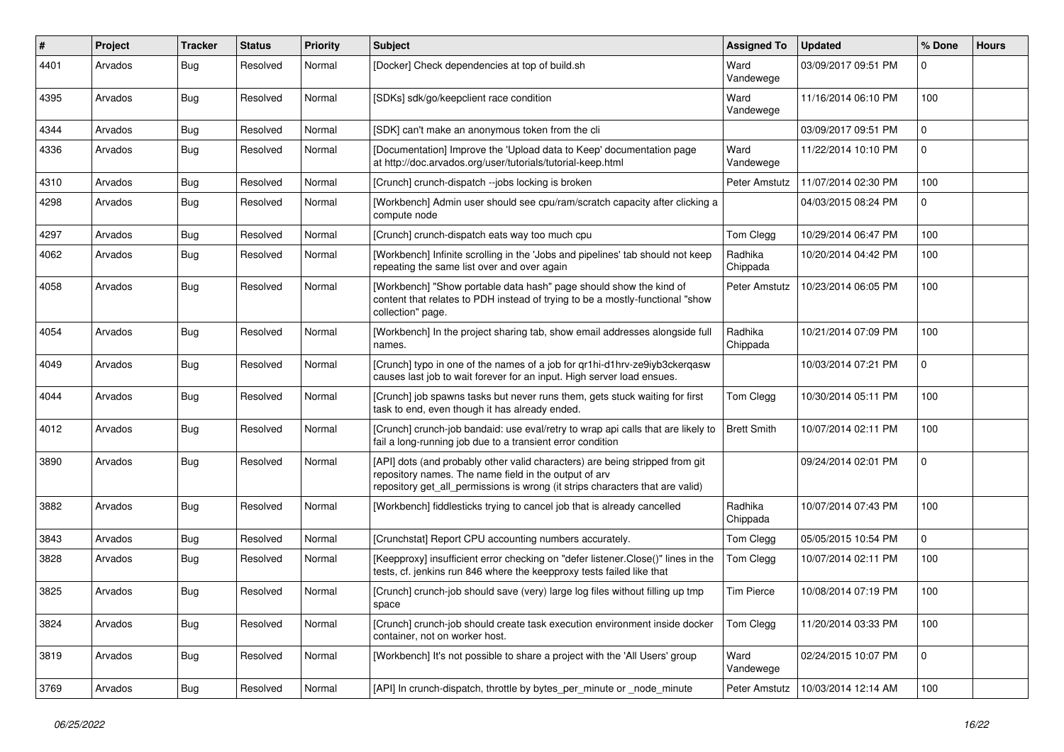| # | Project | Tracker | Status | Priority | Subject | Assigned To | Updated | % Done | Hours |
|---|---|---|---|---|---|---|---|---|---|
| 4401 | Arvados | Bug | Resolved | Normal | [Docker] Check dependencies at top of build.sh | Ward Vandewege | 03/09/2017 09:51 PM | 0 | |
| 4395 | Arvados | Bug | Resolved | Normal | [SDKs] sdk/go/keepclient race condition | Ward Vandewege | 11/16/2014 06:10 PM | 100 | |
| 4344 | Arvados | Bug | Resolved | Normal | [SDK] can't make an anonymous token from the cli | | 03/09/2017 09:51 PM | 0 | |
| 4336 | Arvados | Bug | Resolved | Normal | [Documentation] Improve the 'Upload data to Keep' documentation page at http://doc.arvados.org/user/tutorials/tutorial-keep.html | Ward Vandewege | 11/22/2014 10:10 PM | 0 | |
| 4310 | Arvados | Bug | Resolved | Normal | [Crunch] crunch-dispatch --jobs locking is broken | Peter Amstutz | 11/07/2014 02:30 PM | 100 | |
| 4298 | Arvados | Bug | Resolved | Normal | [Workbench] Admin user should see cpu/ram/scratch capacity after clicking a compute node | | 04/03/2015 08:24 PM | 0 | |
| 4297 | Arvados | Bug | Resolved | Normal | [Crunch] crunch-dispatch eats way too much cpu | Tom Clegg | 10/29/2014 06:47 PM | 100 | |
| 4062 | Arvados | Bug | Resolved | Normal | [Workbench] Infinite scrolling in the 'Jobs and pipelines' tab should not keep repeating the same list over and over again | Radhika Chippada | 10/20/2014 04:42 PM | 100 | |
| 4058 | Arvados | Bug | Resolved | Normal | [Workbench] "Show portable data hash" page should show the kind of content that relates to PDH instead of trying to be a mostly-functional "show collection" page. | Peter Amstutz | 10/23/2014 06:05 PM | 100 | |
| 4054 | Arvados | Bug | Resolved | Normal | [Workbench] In the project sharing tab, show email addresses alongside full names. | Radhika Chippada | 10/21/2014 07:09 PM | 100 | |
| 4049 | Arvados | Bug | Resolved | Normal | [Crunch] typo in one of the names of a job for qr1hi-d1hrv-ze9iyb3ckerqasw causes last job to wait forever for an input. High server load ensues. | | 10/03/2014 07:21 PM | 0 | |
| 4044 | Arvados | Bug | Resolved | Normal | [Crunch] job spawns tasks but never runs them, gets stuck waiting for first task to end, even though it has already ended. | Tom Clegg | 10/30/2014 05:11 PM | 100 | |
| 4012 | Arvados | Bug | Resolved | Normal | [Crunch] crunch-job bandaid: use eval/retry to wrap api calls that are likely to fail a long-running job due to a transient error condition | Brett Smith | 10/07/2014 02:11 PM | 100 | |
| 3890 | Arvados | Bug | Resolved | Normal | [API] dots (and probably other valid characters) are being stripped from git repository names. The name field in the output of arv repository get_all_permissions is wrong (it strips characters that are valid) | | 09/24/2014 02:01 PM | 0 | |
| 3882 | Arvados | Bug | Resolved | Normal | [Workbench] fiddlesticks trying to cancel job that is already cancelled | Radhika Chippada | 10/07/2014 07:43 PM | 100 | |
| 3843 | Arvados | Bug | Resolved | Normal | [Crunchstat] Report CPU accounting numbers accurately. | Tom Clegg | 05/05/2015 10:54 PM | 0 | |
| 3828 | Arvados | Bug | Resolved | Normal | [Keepproxy] insufficient error checking on "defer listener.Close()" lines in the tests, cf. jenkins run 846 where the keepproxy tests failed like that | Tom Clegg | 10/07/2014 02:11 PM | 100 | |
| 3825 | Arvados | Bug | Resolved | Normal | [Crunch] crunch-job should save (very) large log files without filling up tmp space | Tim Pierce | 10/08/2014 07:19 PM | 100 | |
| 3824 | Arvados | Bug | Resolved | Normal | [Crunch] crunch-job should create task execution environment inside docker container, not on worker host. | Tom Clegg | 11/20/2014 03:33 PM | 100 | |
| 3819 | Arvados | Bug | Resolved | Normal | [Workbench] It's not possible to share a project with the 'All Users' group | Ward Vandewege | 02/24/2015 10:07 PM | 0 | |
| 3769 | Arvados | Bug | Resolved | Normal | [API] In crunch-dispatch, throttle by bytes_per_minute or _node_minute | Peter Amstutz | 10/03/2014 12:14 AM | 100 | |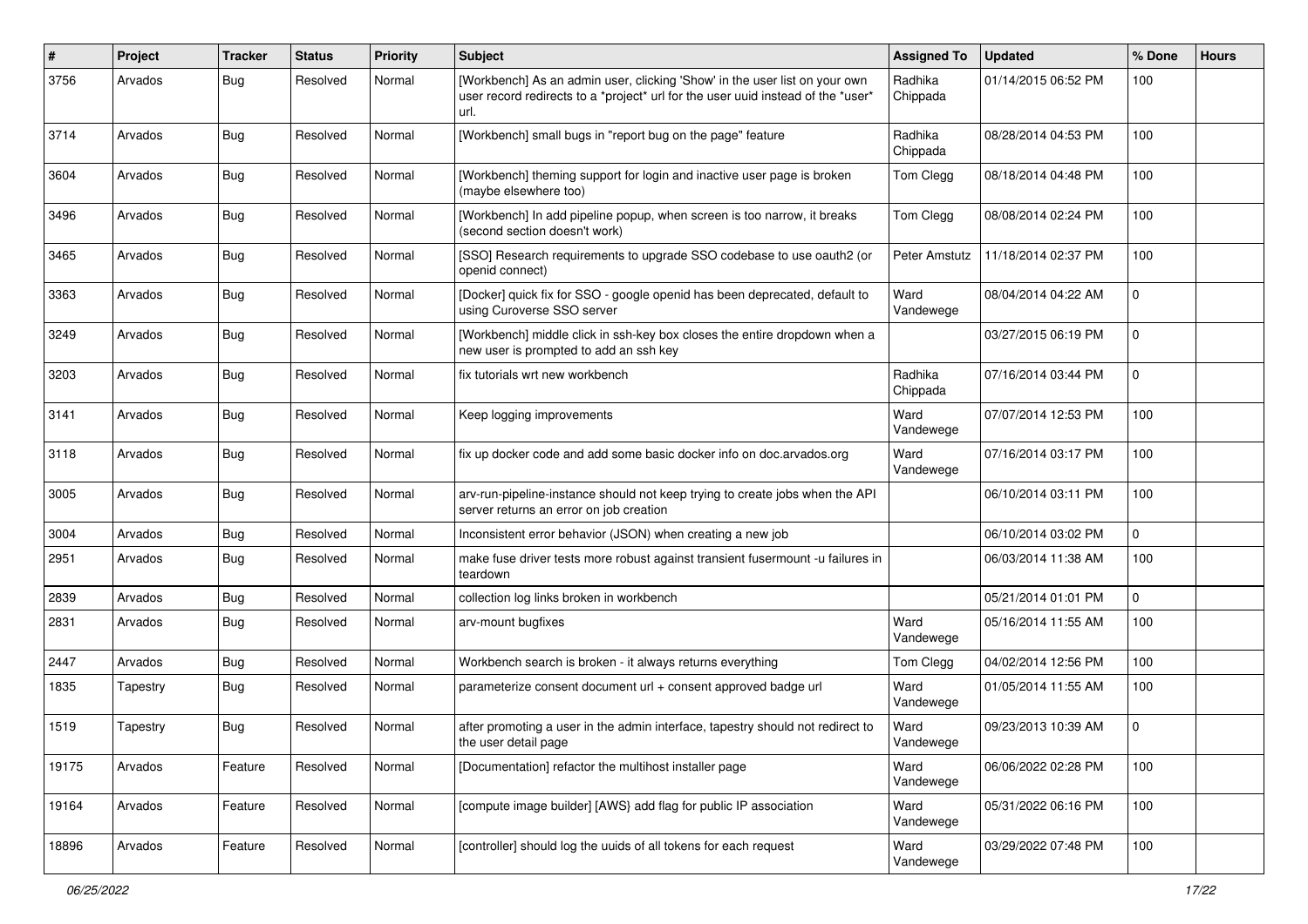| # | Project | Tracker | Status | Priority | Subject | Assigned To | Updated | % Done | Hours |
|---|---|---|---|---|---|---|---|---|---|
| 3756 | Arvados | Bug | Resolved | Normal | [Workbench] As an admin user, clicking 'Show' in the user list on your own user record redirects to a *project* url for the user uuid instead of the *user* url. | Radhika Chippada | 01/14/2015 06:52 PM | 100 | |
| 3714 | Arvados | Bug | Resolved | Normal | [Workbench] small bugs in "report bug on the page" feature | Radhika Chippada | 08/28/2014 04:53 PM | 100 | |
| 3604 | Arvados | Bug | Resolved | Normal | [Workbench] theming support for login and inactive user page is broken (maybe elsewhere too) | Tom Clegg | 08/18/2014 04:48 PM | 100 | |
| 3496 | Arvados | Bug | Resolved | Normal | [Workbench] In add pipeline popup, when screen is too narrow, it breaks (second section doesn't work) | Tom Clegg | 08/08/2014 02:24 PM | 100 | |
| 3465 | Arvados | Bug | Resolved | Normal | [SSO] Research requirements to upgrade SSO codebase to use oauth2 (or openid connect) | Peter Amstutz | 11/18/2014 02:37 PM | 100 | |
| 3363 | Arvados | Bug | Resolved | Normal | [Docker] quick fix for SSO - google openid has been deprecated, default to using Curoverse SSO server | Ward Vandewege | 08/04/2014 04:22 AM | 0 | |
| 3249 | Arvados | Bug | Resolved | Normal | [Workbench] middle click in ssh-key box closes the entire dropdown when a new user is prompted to add an ssh key | | 03/27/2015 06:19 PM | 0 | |
| 3203 | Arvados | Bug | Resolved | Normal | fix tutorials wrt new workbench | Radhika Chippada | 07/16/2014 03:44 PM | 0 | |
| 3141 | Arvados | Bug | Resolved | Normal | Keep logging improvements | Ward Vandewege | 07/07/2014 12:53 PM | 100 | |
| 3118 | Arvados | Bug | Resolved | Normal | fix up docker code and add some basic docker info on doc.arvados.org | Ward Vandewege | 07/16/2014 03:17 PM | 100 | |
| 3005 | Arvados | Bug | Resolved | Normal | arv-run-pipeline-instance should not keep trying to create jobs when the API server returns an error on job creation | | 06/10/2014 03:11 PM | 100 | |
| 3004 | Arvados | Bug | Resolved | Normal | Inconsistent error behavior (JSON) when creating a new job | | 06/10/2014 03:02 PM | 0 | |
| 2951 | Arvados | Bug | Resolved | Normal | make fuse driver tests more robust against transient fusermount -u failures in teardown | | 06/03/2014 11:38 AM | 100 | |
| 2839 | Arvados | Bug | Resolved | Normal | collection log links broken in workbench | | 05/21/2014 01:01 PM | 0 | |
| 2831 | Arvados | Bug | Resolved | Normal | arv-mount bugfixes | Ward Vandewege | 05/16/2014 11:55 AM | 100 | |
| 2447 | Arvados | Bug | Resolved | Normal | Workbench search is broken - it always returns everything | Tom Clegg | 04/02/2014 12:56 PM | 100 | |
| 1835 | Tapestry | Bug | Resolved | Normal | parameterize consent document url + consent approved badge url | Ward Vandewege | 01/05/2014 11:55 AM | 100 | |
| 1519 | Tapestry | Bug | Resolved | Normal | after promoting a user in the admin interface, tapestry should not redirect to the user detail page | Ward Vandewege | 09/23/2013 10:39 AM | 0 | |
| 19175 | Arvados | Feature | Resolved | Normal | [Documentation] refactor the multihost installer page | Ward Vandewege | 06/06/2022 02:28 PM | 100 | |
| 19164 | Arvados | Feature | Resolved | Normal | [compute image builder] [AWS} add flag for public IP association | Ward Vandewege | 05/31/2022 06:16 PM | 100 | |
| 18896 | Arvados | Feature | Resolved | Normal | [controller] should log the uuids of all tokens for each request | Ward Vandewege | 03/29/2022 07:48 PM | 100 | |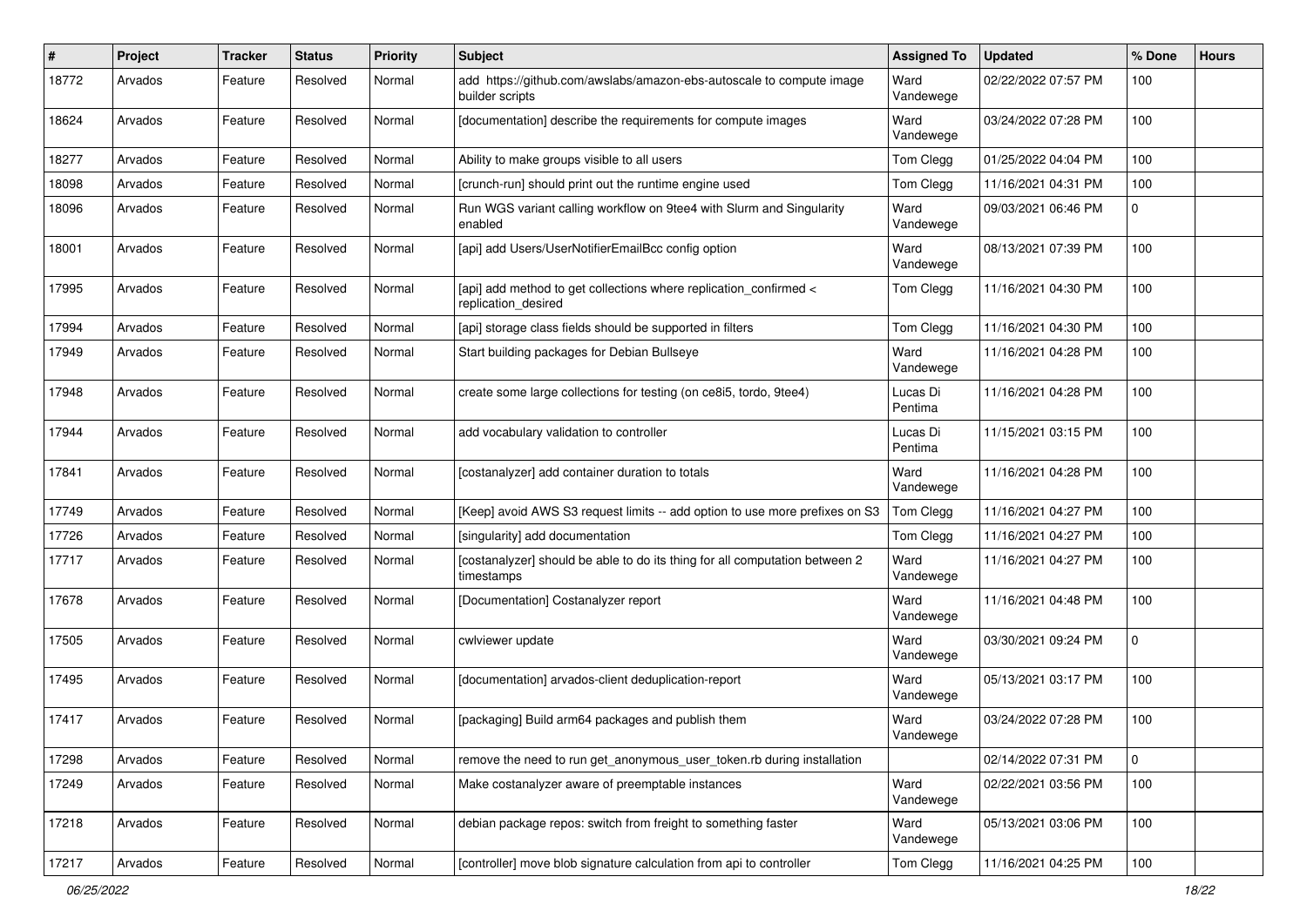| # | Project | Tracker | Status | Priority | Subject | Assigned To | Updated | % Done | Hours |
|---|---|---|---|---|---|---|---|---|---|
| 18772 | Arvados | Feature | Resolved | Normal | add https://github.com/awslabs/amazon-ebs-autoscale to compute image builder scripts | Ward Vandewege | 02/22/2022 07:57 PM | 100 | |
| 18624 | Arvados | Feature | Resolved | Normal | [documentation] describe the requirements for compute images | Ward Vandewege | 03/24/2022 07:28 PM | 100 | |
| 18277 | Arvados | Feature | Resolved | Normal | Ability to make groups visible to all users | Tom Clegg | 01/25/2022 04:04 PM | 100 | |
| 18098 | Arvados | Feature | Resolved | Normal | [crunch-run] should print out the runtime engine used | Tom Clegg | 11/16/2021 04:31 PM | 100 | |
| 18096 | Arvados | Feature | Resolved | Normal | Run WGS variant calling workflow on 9tee4 with Slurm and Singularity enabled | Ward Vandewege | 09/03/2021 06:46 PM | 0 | |
| 18001 | Arvados | Feature | Resolved | Normal | [api] add Users/UserNotifierEmailBcc config option | Ward Vandewege | 08/13/2021 07:39 PM | 100 | |
| 17995 | Arvados | Feature | Resolved | Normal | [api] add method to get collections where replication_confirmed < replication_desired | Tom Clegg | 11/16/2021 04:30 PM | 100 | |
| 17994 | Arvados | Feature | Resolved | Normal | [api] storage class fields should be supported in filters | Tom Clegg | 11/16/2021 04:30 PM | 100 | |
| 17949 | Arvados | Feature | Resolved | Normal | Start building packages for Debian Bullseye | Ward Vandewege | 11/16/2021 04:28 PM | 100 | |
| 17948 | Arvados | Feature | Resolved | Normal | create some large collections for testing (on ce8i5, tordo, 9tee4) | Lucas Di Pentima | 11/16/2021 04:28 PM | 100 | |
| 17944 | Arvados | Feature | Resolved | Normal | add vocabulary validation to controller | Lucas Di Pentima | 11/15/2021 03:15 PM | 100 | |
| 17841 | Arvados | Feature | Resolved | Normal | [costanalyzer] add container duration to totals | Ward Vandewege | 11/16/2021 04:28 PM | 100 | |
| 17749 | Arvados | Feature | Resolved | Normal | [Keep] avoid AWS S3 request limits -- add option to use more prefixes on S3 | Tom Clegg | 11/16/2021 04:27 PM | 100 | |
| 17726 | Arvados | Feature | Resolved | Normal | [singularity] add documentation | Tom Clegg | 11/16/2021 04:27 PM | 100 | |
| 17717 | Arvados | Feature | Resolved | Normal | [costanalyzer] should be able to do its thing for all computation between 2 timestamps | Ward Vandewege | 11/16/2021 04:27 PM | 100 | |
| 17678 | Arvados | Feature | Resolved | Normal | [Documentation] Costanalyzer report | Ward Vandewege | 11/16/2021 04:48 PM | 100 | |
| 17505 | Arvados | Feature | Resolved | Normal | cwlviewer update | Ward Vandewege | 03/30/2021 09:24 PM | 0 | |
| 17495 | Arvados | Feature | Resolved | Normal | [documentation] arvados-client deduplication-report | Ward Vandewege | 05/13/2021 03:17 PM | 100 | |
| 17417 | Arvados | Feature | Resolved | Normal | [packaging] Build arm64 packages and publish them | Ward Vandewege | 03/24/2022 07:28 PM | 100 | |
| 17298 | Arvados | Feature | Resolved | Normal | remove the need to run get_anonymous_user_token.rb during installation | | 02/14/2022 07:31 PM | 0 | |
| 17249 | Arvados | Feature | Resolved | Normal | Make costanalyzer aware of preemptable instances | Ward Vandewege | 02/22/2021 03:56 PM | 100 | |
| 17218 | Arvados | Feature | Resolved | Normal | debian package repos: switch from freight to something faster | Ward Vandewege | 05/13/2021 03:06 PM | 100 | |
| 17217 | Arvados | Feature | Resolved | Normal | [controller] move blob signature calculation from api to controller | Tom Clegg | 11/16/2021 04:25 PM | 100 | |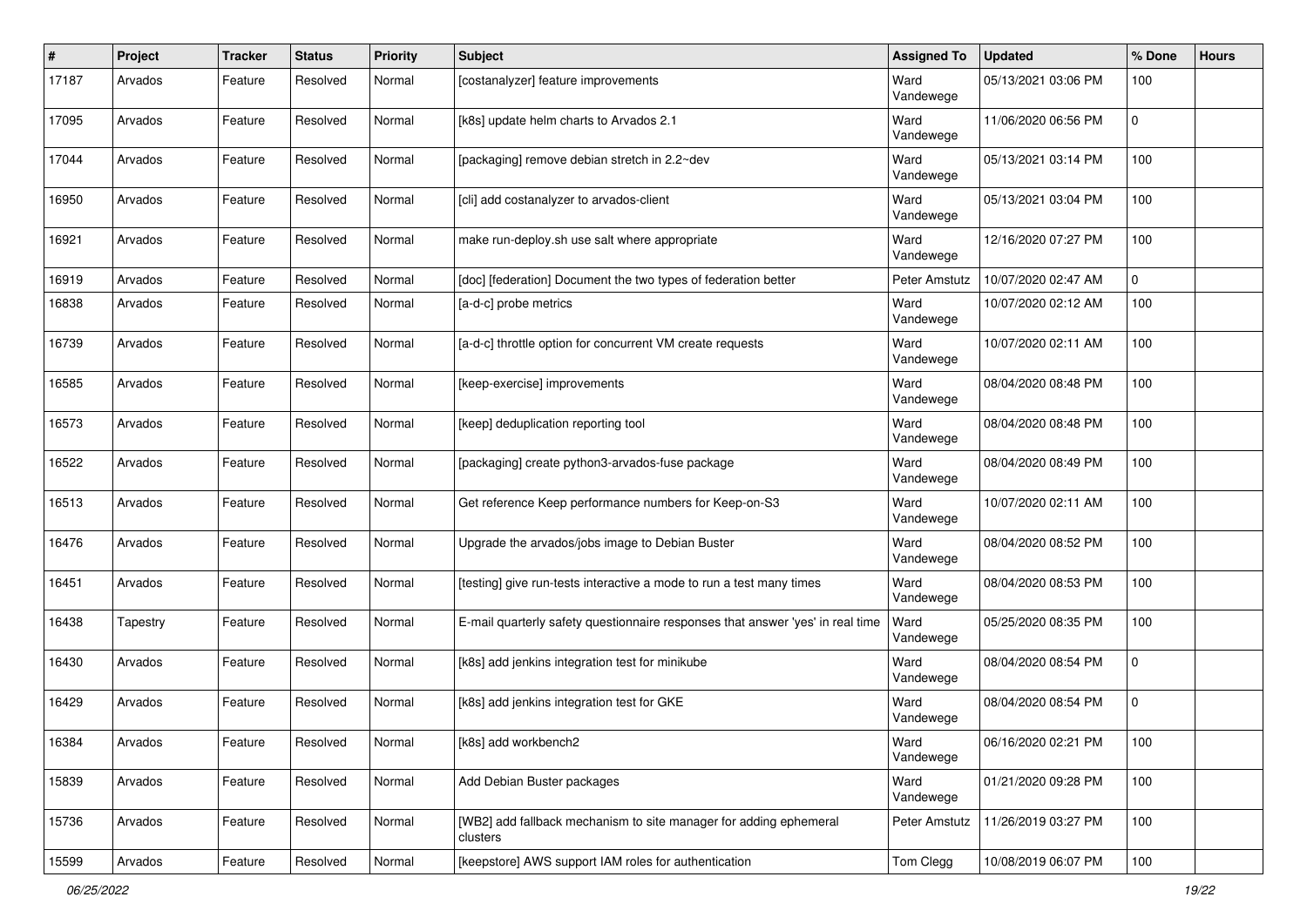| # | Project | Tracker | Status | Priority | Subject | Assigned To | Updated | % Done | Hours |
|---|---|---|---|---|---|---|---|---|---|
| 17187 | Arvados | Feature | Resolved | Normal | [costanalyzer] feature improvements | Ward Vandewege | 05/13/2021 03:06 PM | 100 | |
| 17095 | Arvados | Feature | Resolved | Normal | [k8s] update helm charts to Arvados 2.1 | Ward Vandewege | 11/06/2020 06:56 PM | 0 | |
| 17044 | Arvados | Feature | Resolved | Normal | [packaging] remove debian stretch in 2.2~dev | Ward Vandewege | 05/13/2021 03:14 PM | 100 | |
| 16950 | Arvados | Feature | Resolved | Normal | [cli] add costanalyzer to arvados-client | Ward Vandewege | 05/13/2021 03:04 PM | 100 | |
| 16921 | Arvados | Feature | Resolved | Normal | make run-deploy.sh use salt where appropriate | Ward Vandewege | 12/16/2020 07:27 PM | 100 | |
| 16919 | Arvados | Feature | Resolved | Normal | [doc] [federation] Document the two types of federation better | Peter Amstutz | 10/07/2020 02:47 AM | 0 | |
| 16838 | Arvados | Feature | Resolved | Normal | [a-d-c] probe metrics | Ward Vandewege | 10/07/2020 02:12 AM | 100 | |
| 16739 | Arvados | Feature | Resolved | Normal | [a-d-c] throttle option for concurrent VM create requests | Ward Vandewege | 10/07/2020 02:11 AM | 100 | |
| 16585 | Arvados | Feature | Resolved | Normal | [keep-exercise] improvements | Ward Vandewege | 08/04/2020 08:48 PM | 100 | |
| 16573 | Arvados | Feature | Resolved | Normal | [keep] deduplication reporting tool | Ward Vandewege | 08/04/2020 08:48 PM | 100 | |
| 16522 | Arvados | Feature | Resolved | Normal | [packaging] create python3-arvados-fuse package | Ward Vandewege | 08/04/2020 08:49 PM | 100 | |
| 16513 | Arvados | Feature | Resolved | Normal | Get reference Keep performance numbers for Keep-on-S3 | Ward Vandewege | 10/07/2020 02:11 AM | 100 | |
| 16476 | Arvados | Feature | Resolved | Normal | Upgrade the arvados/jobs image to Debian Buster | Ward Vandewege | 08/04/2020 08:52 PM | 100 | |
| 16451 | Arvados | Feature | Resolved | Normal | [testing] give run-tests interactive a mode to run a test many times | Ward Vandewege | 08/04/2020 08:53 PM | 100 | |
| 16438 | Tapestry | Feature | Resolved | Normal | E-mail quarterly safety questionnaire responses that answer 'yes' in real time | Ward Vandewege | 05/25/2020 08:35 PM | 100 | |
| 16430 | Arvados | Feature | Resolved | Normal | [k8s] add jenkins integration test for minikube | Ward Vandewege | 08/04/2020 08:54 PM | 0 | |
| 16429 | Arvados | Feature | Resolved | Normal | [k8s] add jenkins integration test for GKE | Ward Vandewege | 08/04/2020 08:54 PM | 0 | |
| 16384 | Arvados | Feature | Resolved | Normal | [k8s] add workbench2 | Ward Vandewege | 06/16/2020 02:21 PM | 100 | |
| 15839 | Arvados | Feature | Resolved | Normal | Add Debian Buster packages | Ward Vandewege | 01/21/2020 09:28 PM | 100 | |
| 15736 | Arvados | Feature | Resolved | Normal | [WB2] add fallback mechanism to site manager for adding ephemeral clusters | Peter Amstutz | 11/26/2019 03:27 PM | 100 | |
| 15599 | Arvados | Feature | Resolved | Normal | [keepstore] AWS support IAM roles for authentication | Tom Clegg | 10/08/2019 06:07 PM | 100 | |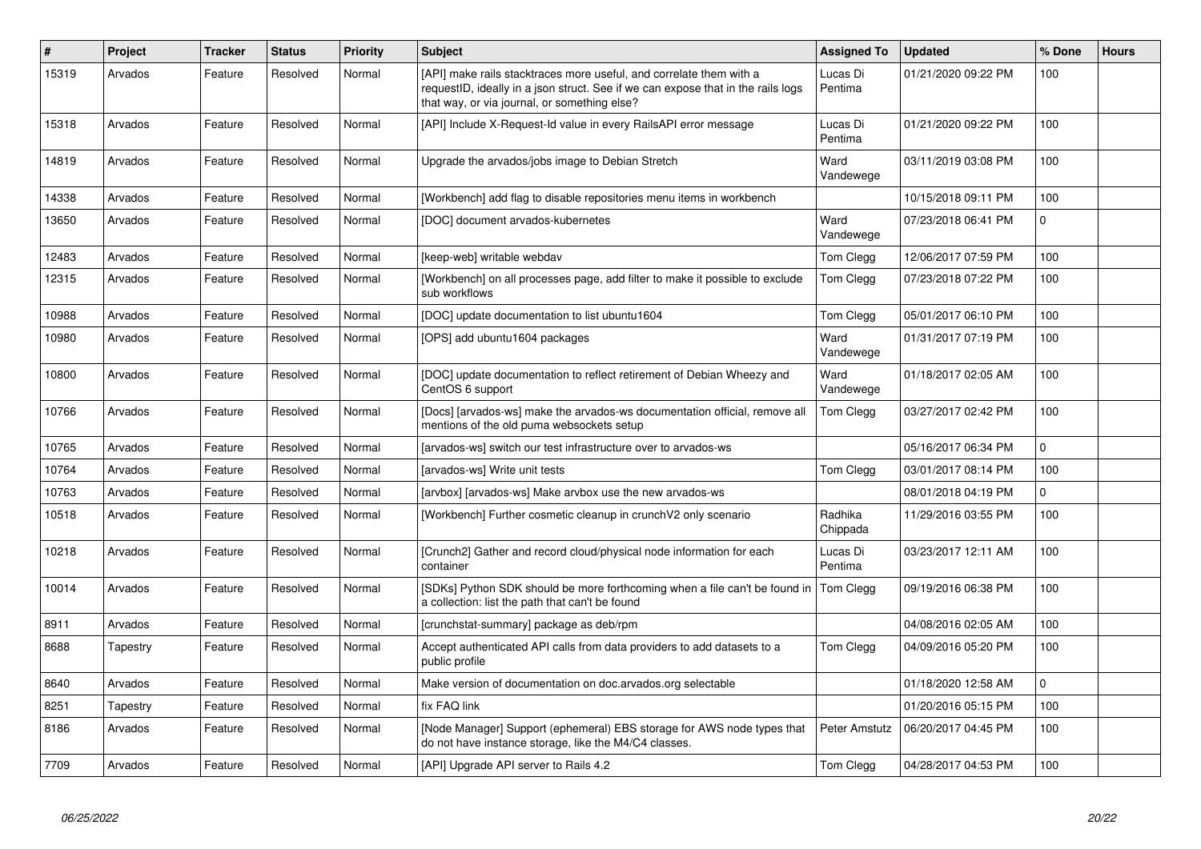| # | Project | Tracker | Status | Priority | Subject | Assigned To | Updated | % Done | Hours |
|---|---|---|---|---|---|---|---|---|---|
| 15319 | Arvados | Feature | Resolved | Normal | [API] make rails stacktraces more useful, and correlate them with a requestID, ideally in a json struct. See if we can expose that in the rails logs that way, or via journal, or something else? | Lucas Di Pentima | 01/21/2020 09:22 PM | 100 | |
| 15318 | Arvados | Feature | Resolved | Normal | [API] Include X-Request-Id value in every RailsAPI error message | Lucas Di Pentima | 01/21/2020 09:22 PM | 100 | |
| 14819 | Arvados | Feature | Resolved | Normal | Upgrade the arvados/jobs image to Debian Stretch | Ward Vandewege | 03/11/2019 03:08 PM | 100 | |
| 14338 | Arvados | Feature | Resolved | Normal | [Workbench] add flag to disable repositories menu items in workbench | | 10/15/2018 09:11 PM | 100 | |
| 13650 | Arvados | Feature | Resolved | Normal | [DOC] document arvados-kubernetes | Ward Vandewege | 07/23/2018 06:41 PM | 0 | |
| 12483 | Arvados | Feature | Resolved | Normal | [keep-web] writable webdav | Tom Clegg | 12/06/2017 07:59 PM | 100 | |
| 12315 | Arvados | Feature | Resolved | Normal | [Workbench] on all processes page, add filter to make it possible to exclude sub workflows | Tom Clegg | 07/23/2018 07:22 PM | 100 | |
| 10988 | Arvados | Feature | Resolved | Normal | [DOC] update documentation to list ubuntu1604 | Tom Clegg | 05/01/2017 06:10 PM | 100 | |
| 10980 | Arvados | Feature | Resolved | Normal | [OPS] add ubuntu1604 packages | Ward Vandewege | 01/31/2017 07:19 PM | 100 | |
| 10800 | Arvados | Feature | Resolved | Normal | [DOC] update documentation to reflect retirement of Debian Wheezy and CentOS 6 support | Ward Vandewege | 01/18/2017 02:05 AM | 100 | |
| 10766 | Arvados | Feature | Resolved | Normal | [Docs] [arvados-ws] make the arvados-ws documentation official, remove all mentions of the old puma websockets setup | Tom Clegg | 03/27/2017 02:42 PM | 100 | |
| 10765 | Arvados | Feature | Resolved | Normal | [arvados-ws] switch our test infrastructure over to arvados-ws | | 05/16/2017 06:34 PM | 0 | |
| 10764 | Arvados | Feature | Resolved | Normal | [arvados-ws] Write unit tests | Tom Clegg | 03/01/2017 08:14 PM | 100 | |
| 10763 | Arvados | Feature | Resolved | Normal | [arvbox] [arvados-ws] Make arvbox use the new arvados-ws | | 08/01/2018 04:19 PM | 0 | |
| 10518 | Arvados | Feature | Resolved | Normal | [Workbench] Further cosmetic cleanup in crunchV2 only scenario | Radhika Chippada | 11/29/2016 03:55 PM | 100 | |
| 10218 | Arvados | Feature | Resolved | Normal | [Crunch2] Gather and record cloud/physical node information for each container | Lucas Di Pentima | 03/23/2017 12:11 AM | 100 | |
| 10014 | Arvados | Feature | Resolved | Normal | [SDKs] Python SDK should be more forthcoming when a file can't be found in a collection: list the path that can't be found | Tom Clegg | 09/19/2016 06:38 PM | 100 | |
| 8911 | Arvados | Feature | Resolved | Normal | [crunchstat-summary] package as deb/rpm | | 04/08/2016 02:05 AM | 100 | |
| 8688 | Tapestry | Feature | Resolved | Normal | Accept authenticated API calls from data providers to add datasets to a public profile | Tom Clegg | 04/09/2016 05:20 PM | 100 | |
| 8640 | Arvados | Feature | Resolved | Normal | Make version of documentation on doc.arvados.org selectable | | 01/18/2020 12:58 AM | 0 | |
| 8251 | Tapestry | Feature | Resolved | Normal | fix FAQ link | | 01/20/2016 05:15 PM | 100 | |
| 8186 | Arvados | Feature | Resolved | Normal | [Node Manager] Support (ephemeral) EBS storage for AWS node types that do not have instance storage, like the M4/C4 classes. | Peter Amstutz | 06/20/2017 04:45 PM | 100 | |
| 7709 | Arvados | Feature | Resolved | Normal | [API] Upgrade API server to Rails 4.2 | Tom Clegg | 04/28/2017 04:53 PM | 100 | |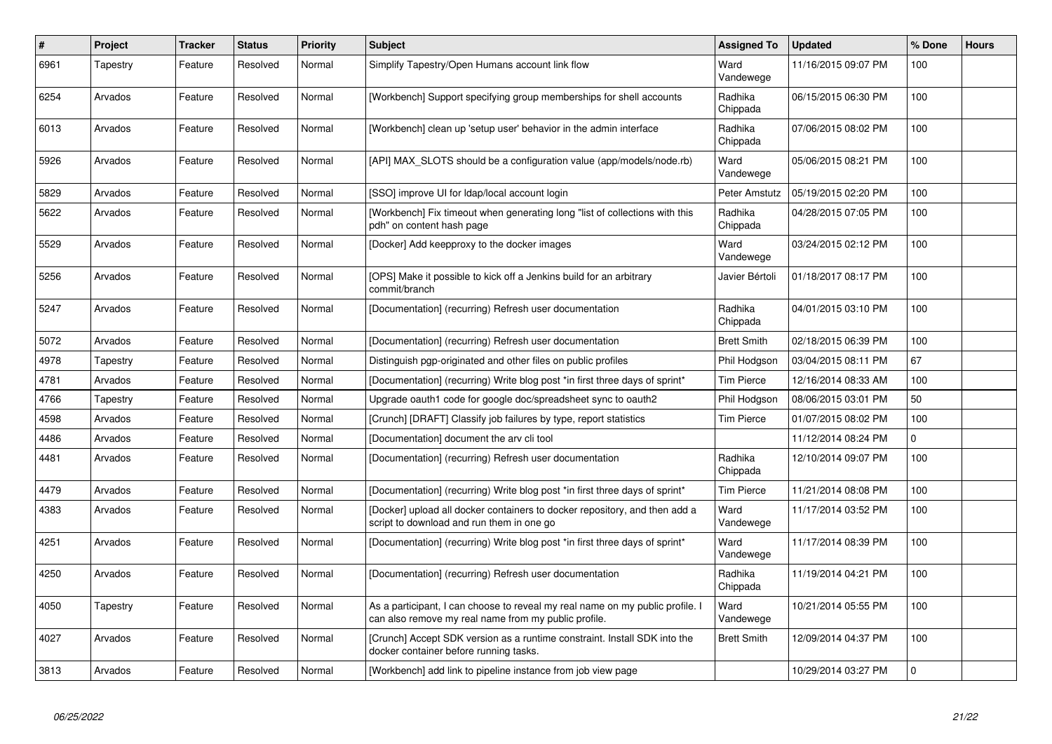| # | Project | Tracker | Status | Priority | Subject | Assigned To | Updated | % Done | Hours |
|---|---|---|---|---|---|---|---|---|---|
| 6961 | Tapestry | Feature | Resolved | Normal | Simplify Tapestry/Open Humans account link flow | Ward Vandewege | 11/16/2015 09:07 PM | 100 | |
| 6254 | Arvados | Feature | Resolved | Normal | [Workbench] Support specifying group memberships for shell accounts | Radhika Chippada | 06/15/2015 06:30 PM | 100 | |
| 6013 | Arvados | Feature | Resolved | Normal | [Workbench] clean up 'setup user' behavior in the admin interface | Radhika Chippada | 07/06/2015 08:02 PM | 100 | |
| 5926 | Arvados | Feature | Resolved | Normal | [API] MAX_SLOTS should be a configuration value (app/models/node.rb) | Ward Vandewege | 05/06/2015 08:21 PM | 100 | |
| 5829 | Arvados | Feature | Resolved | Normal | [SSO] improve UI for ldap/local account login | Peter Amstutz | 05/19/2015 02:20 PM | 100 | |
| 5622 | Arvados | Feature | Resolved | Normal | [Workbench] Fix timeout when generating long "list of collections with this pdh" on content hash page | Radhika Chippada | 04/28/2015 07:05 PM | 100 | |
| 5529 | Arvados | Feature | Resolved | Normal | [Docker] Add keepproxy to the docker images | Ward Vandewege | 03/24/2015 02:12 PM | 100 | |
| 5256 | Arvados | Feature | Resolved | Normal | [OPS] Make it possible to kick off a Jenkins build for an arbitrary commit/branch | Javier Bértoli | 01/18/2017 08:17 PM | 100 | |
| 5247 | Arvados | Feature | Resolved | Normal | [Documentation] (recurring) Refresh user documentation | Radhika Chippada | 04/01/2015 03:10 PM | 100 | |
| 5072 | Arvados | Feature | Resolved | Normal | [Documentation] (recurring) Refresh user documentation | Brett Smith | 02/18/2015 06:39 PM | 100 | |
| 4978 | Tapestry | Feature | Resolved | Normal | Distinguish pgp-originated and other files on public profiles | Phil Hodgson | 03/04/2015 08:11 PM | 67 | |
| 4781 | Arvados | Feature | Resolved | Normal | [Documentation] (recurring) Write blog post *in first three days of sprint* | Tim Pierce | 12/16/2014 08:33 AM | 100 | |
| 4766 | Tapestry | Feature | Resolved | Normal | Upgrade oauth1 code for google doc/spreadsheet sync to oauth2 | Phil Hodgson | 08/06/2015 03:01 PM | 50 | |
| 4598 | Arvados | Feature | Resolved | Normal | [Crunch] [DRAFT] Classify job failures by type, report statistics | Tim Pierce | 01/07/2015 08:02 PM | 100 | |
| 4486 | Arvados | Feature | Resolved | Normal | [Documentation] document the arv cli tool | | 11/12/2014 08:24 PM | 0 | |
| 4481 | Arvados | Feature | Resolved | Normal | [Documentation] (recurring) Refresh user documentation | Radhika Chippada | 12/10/2014 09:07 PM | 100 | |
| 4479 | Arvados | Feature | Resolved | Normal | [Documentation] (recurring) Write blog post *in first three days of sprint* | Tim Pierce | 11/21/2014 08:08 PM | 100 | |
| 4383 | Arvados | Feature | Resolved | Normal | [Docker] upload all docker containers to docker repository, and then add a script to download and run them in one go | Ward Vandewege | 11/17/2014 03:52 PM | 100 | |
| 4251 | Arvados | Feature | Resolved | Normal | [Documentation] (recurring) Write blog post *in first three days of sprint* | Ward Vandewege | 11/17/2014 08:39 PM | 100 | |
| 4250 | Arvados | Feature | Resolved | Normal | [Documentation] (recurring) Refresh user documentation | Radhika Chippada | 11/19/2014 04:21 PM | 100 | |
| 4050 | Tapestry | Feature | Resolved | Normal | As a participant, I can choose to reveal my real name on my public profile. I can also remove my real name from my public profile. | Ward Vandewege | 10/21/2014 05:55 PM | 100 | |
| 4027 | Arvados | Feature | Resolved | Normal | [Crunch] Accept SDK version as a runtime constraint. Install SDK into the docker container before running tasks. | Brett Smith | 12/09/2014 04:37 PM | 100 | |
| 3813 | Arvados | Feature | Resolved | Normal | [Workbench] add link to pipeline instance from job view page | | 10/29/2014 03:27 PM | 0 | |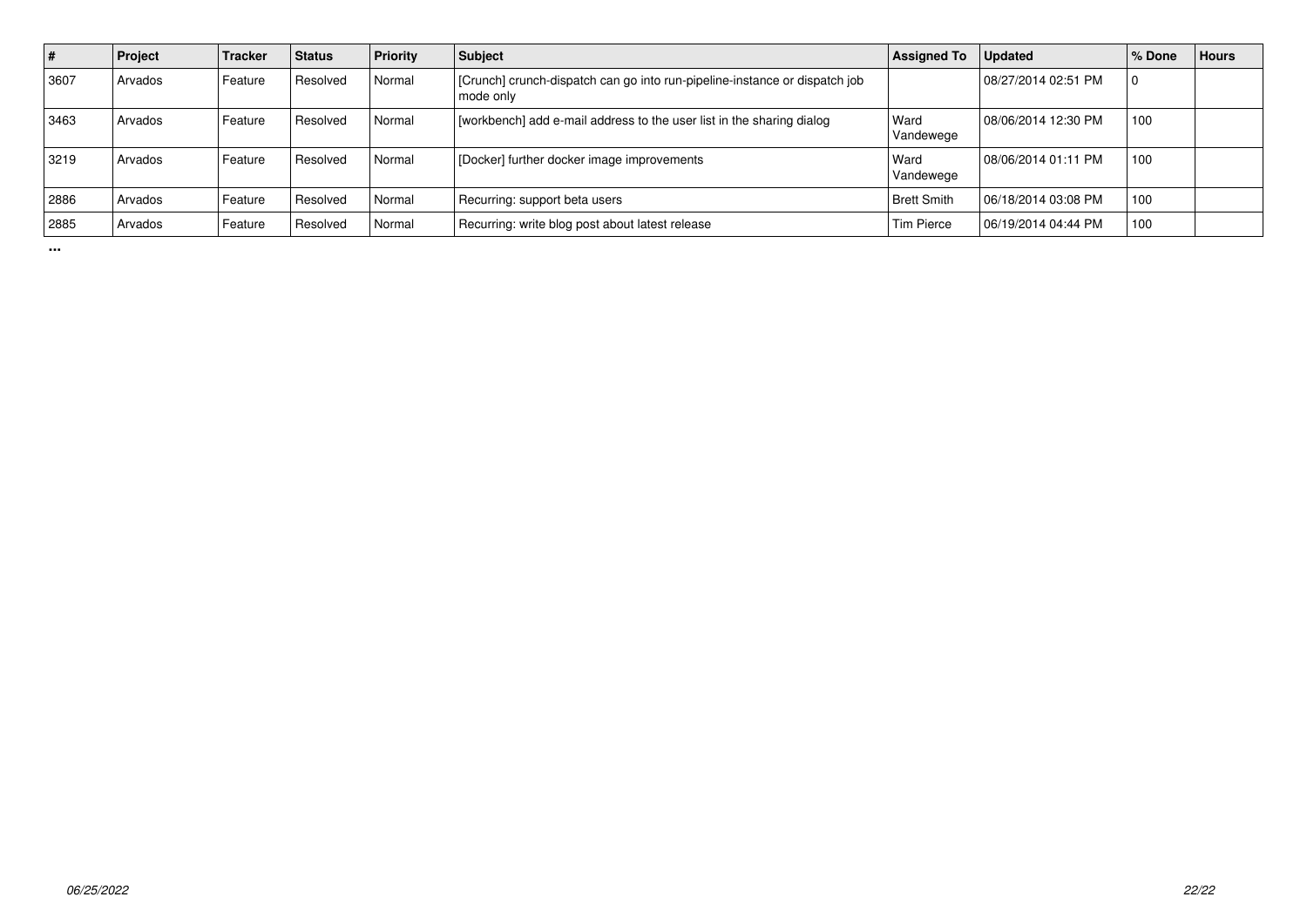| # | Project | Tracker | Status | Priority | Subject | Assigned To | Updated | % Done | Hours |
|---|---|---|---|---|---|---|---|---|---|
| 3607 | Arvados | Feature | Resolved | Normal | [Crunch] crunch-dispatch can go into run-pipeline-instance or dispatch job mode only | | 08/27/2014 02:51 PM | 0 | |
| 3463 | Arvados | Feature | Resolved | Normal | [workbench] add e-mail address to the user list in the sharing dialog | Ward Vandewege | 08/06/2014 12:30 PM | 100 | |
| 3219 | Arvados | Feature | Resolved | Normal | [Docker] further docker image improvements | Ward Vandewege | 08/06/2014 01:11 PM | 100 | |
| 2886 | Arvados | Feature | Resolved | Normal | Recurring: support beta users | Brett Smith | 06/18/2014 03:08 PM | 100 | |
| 2885 | Arvados | Feature | Resolved | Normal | Recurring: write blog post about latest release | Tim Pierce | 06/19/2014 04:44 PM | 100 | |

...